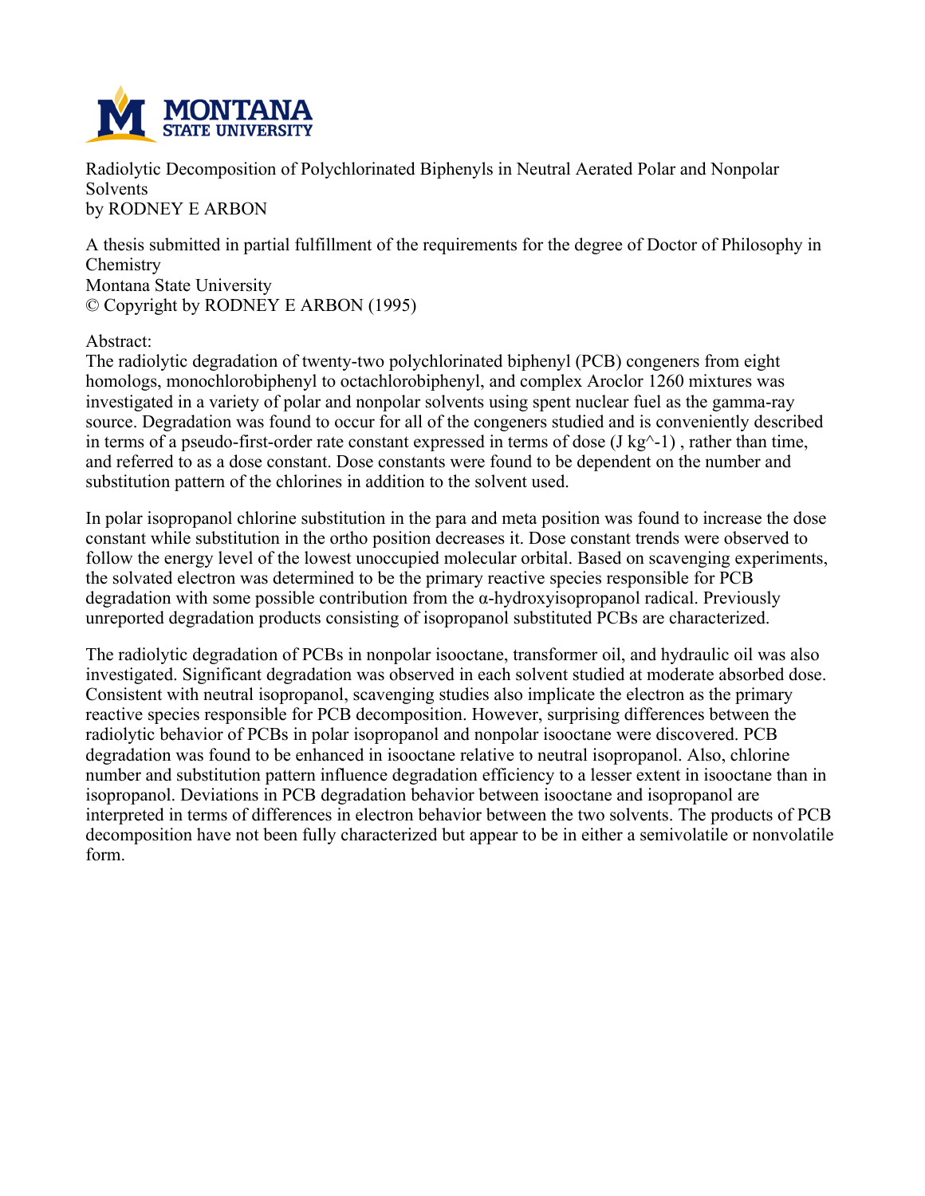Radiolytic Decomposition of Polychlorinated Biphenyls in Neutral Aerated Polar and Nonpolar Solvents
by RODNEY E ARBON

A thesis submitted in partial fulfillment of the requirements for the degree of Doctor of Philosophy in Chemistry
Montana State University
© Copyright by RODNEY E ARBON (1995)

Abstract:
The radiolytic degradation of twenty-two polychlorinated biphenyl (PCB) congeners from eight homologs, monochlorobiphenyl to octachlorobiphenyl, and complex Aroclor 1260 mixtures was investigated in a variety of polar and nonpolar solvents using spent nuclear fuel as the gamma-ray source. Degradation was found to occur for all of the congeners studied and is conveniently described in terms of a pseudo-first-order rate constant expressed in terms of dose ($J\ kg^{-1}$), rather than time, and referred to as a dose constant. Dose constants were found to be dependent on the number and substitution pattern of the chlorines in addition to the solvent used.

In polar isopropanol chlorine substitution in the para and meta position was found to increase the dose constant while substitution in the ortho position decreases it. Dose constant trends were observed to follow the energy level of the lowest unoccupied molecular orbital. Based on scavenging experiments, the solvated electron was determined to be the primary reactive species responsible for PCB degradation with some possible contribution from the α-hydroxyisopropanol radical. Previously unreported degradation products consisting of isopropanol substituted PCBs are characterized.

The radiolytic degradation of PCBs in nonpolar isooctane, transformer oil, and hydraulic oil was also investigated. Significant degradation was observed in each solvent studied at moderate absorbed dose. Consistent with neutral isopropanol, scavenging studies also implicate the electron as the primary reactive species responsible for PCB decomposition. However, surprising differences between the radiolytic behavior of PCBs in polar isopropanol and nonpolar isooctane were discovered. PCB degradation was found to be enhanced in isooctane relative to neutral isopropanol. Also, chlorine number and substitution pattern influence degradation efficiency to a lesser extent in isooctane than in isopropanol. Deviations in PCB degradation behavior between isooctane and isopropanol are interpreted in terms of differences in electron behavior between the two solvents. The products of PCB decomposition have not been fully characterized but appear to be in either a semivolatile or nonvolatile form.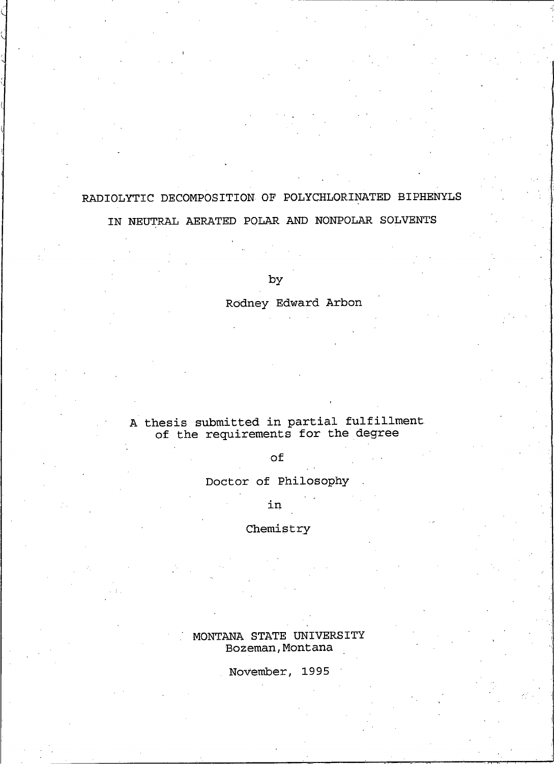# RADIOLYTIC DECOMPOSITION OF POLYCHLORINATED BIPHENYLS IN NEUTRAL AERATED POLAR AND NONPOLAR SOLVENTS

by

Rodney Edward Arbon

A thesis submitted in partial fulfillment of the requirements for the degree

of

Doctor of Philosophy

in

Chemistry

MONTANA STATE UNIVERSITY
Bozeman, Montana

November, 1995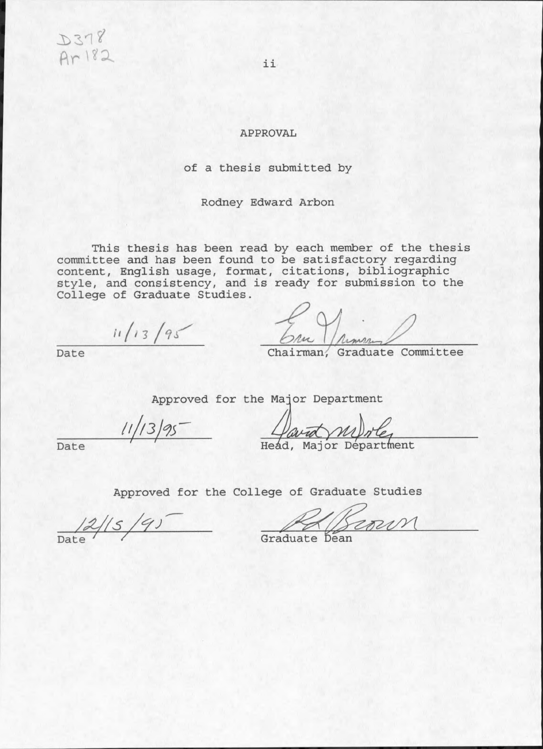D378
Ar182

# APPROVAL

of a thesis submitted by

Rodney Edward Arbon

This thesis has been read by each member of the thesis committee and has been found to be satisfactory regarding content, English usage, format, citations, bibliographic style, and consistency, and is ready for submission to the College of Graduate Studies.

11/13/95
Date

Chairman, Graduate Committee

Approved for the Major Department

11/13/95
Date

Head, Major Department

Approved for the College of Graduate Studies

12/15/95
Date

Graduate Dean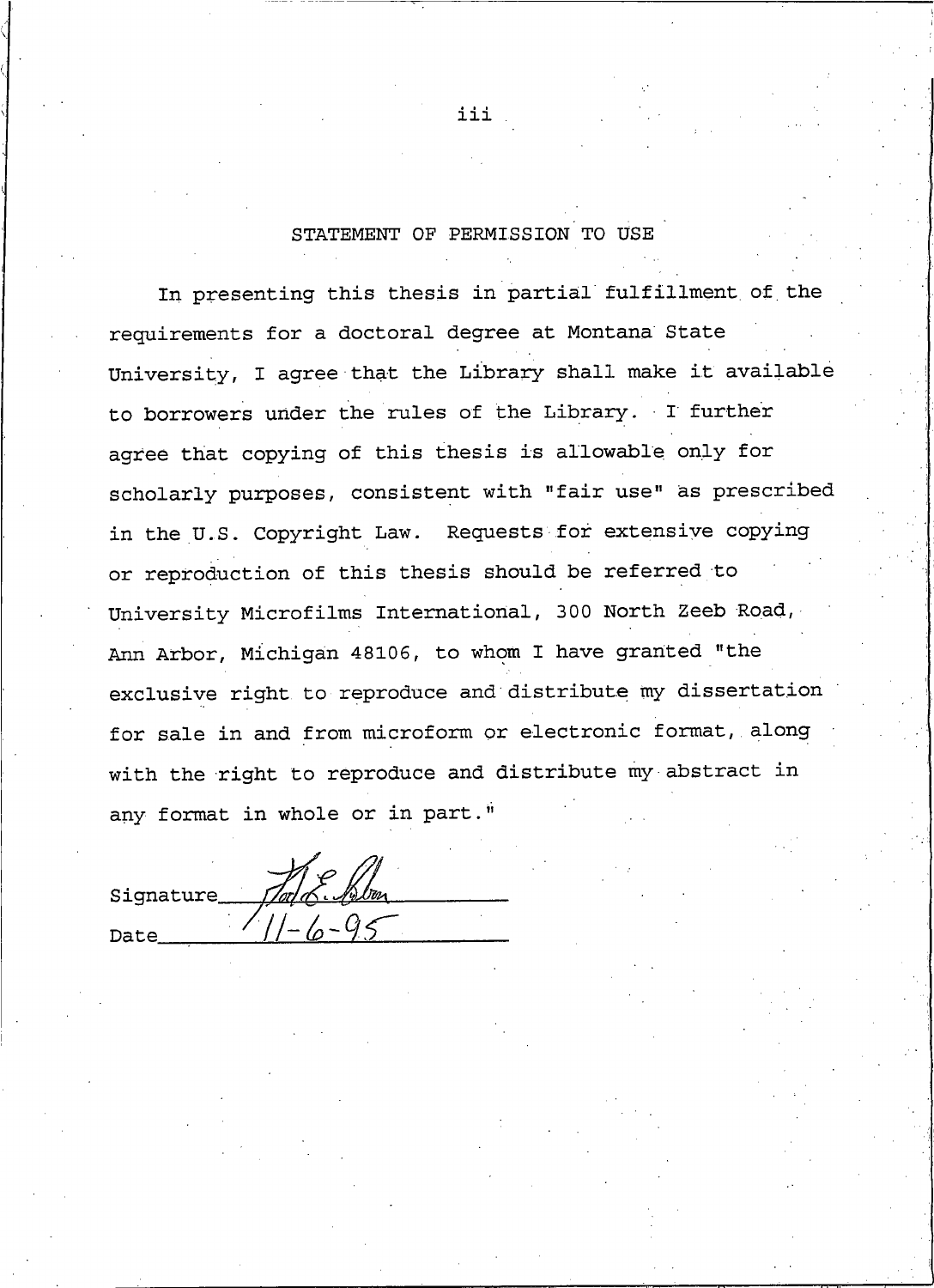## STATEMENT OF PERMISSION TO USE

In presenting this thesis in partial fulfillment of the requirements for a doctoral degree at Montana State University, I agree that the Library shall make it available to borrowers under the rules of the Library. I further agree that copying of this thesis is allowable only for scholarly purposes, consistent with "fair use" as prescribed in the U.S. Copyright Law. Requests for extensive copying or reproduction of this thesis should be referred to University Microfilms International, 300 North Zeeb Road, Ann Arbor, Michigan 48106, to whom I have granted "the exclusive right to reproduce and distribute my dissertation for sale in and from microform or electronic format, along with the right to reproduce and distribute my abstract in any format in whole or in part."

Signature_______________

Date 11-6-95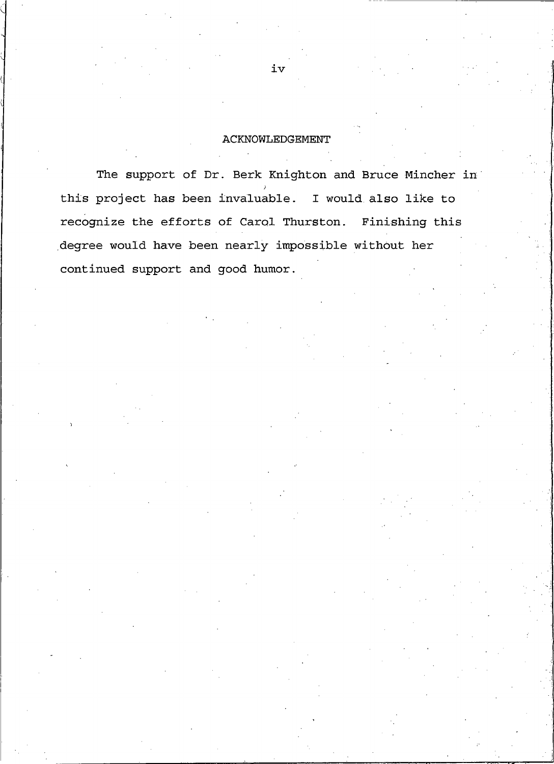## ACKNOWLEDGEMENT

The support of Dr. Berk Knighton and Bruce Mincher in this project has been invaluable. I would also like to recognize the efforts of Carol Thurston. Finishing this degree would have been nearly impossible without her continued support and good humor.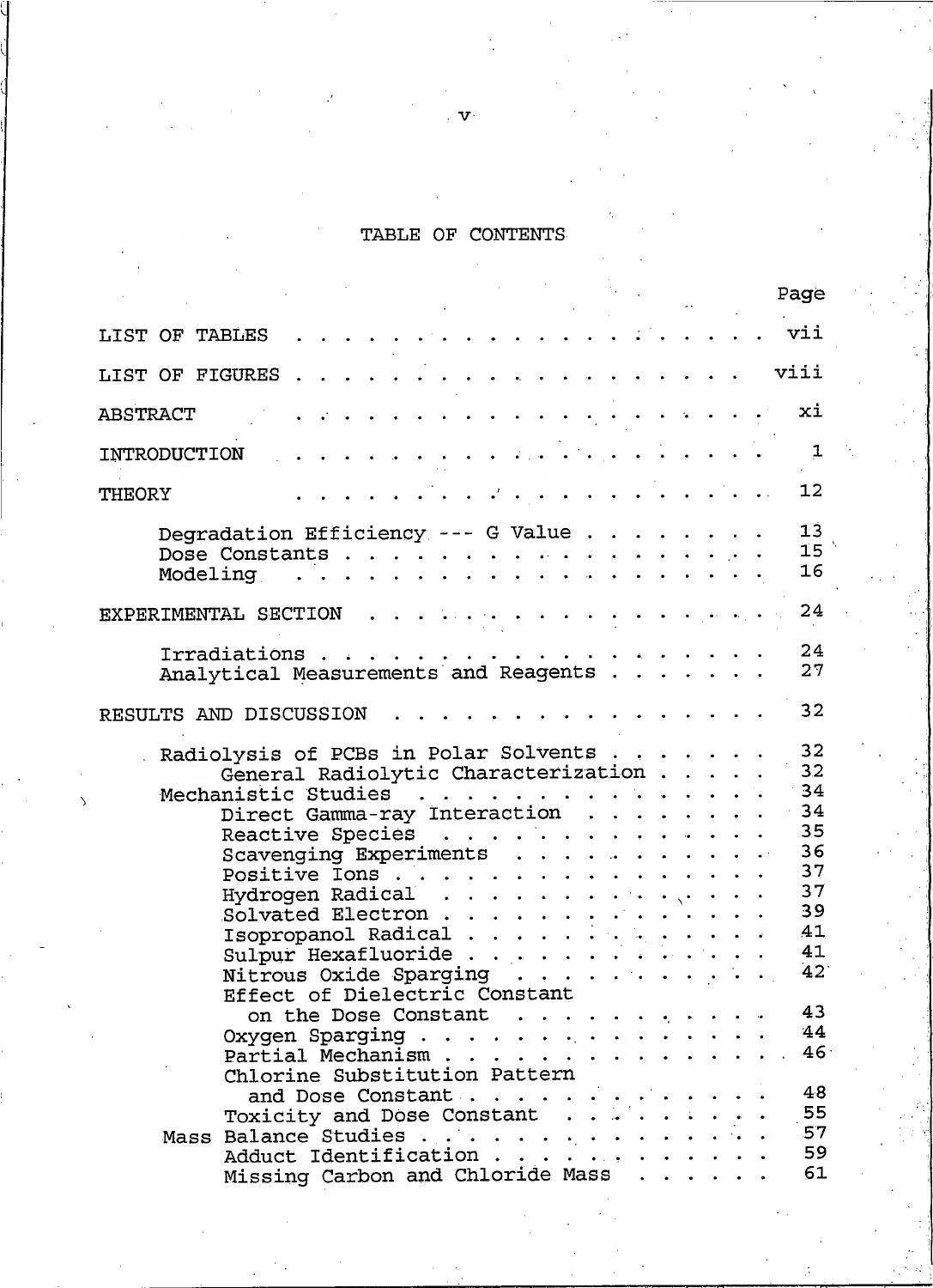# TABLE OF CONTENTS

| | Page |
|---|---|
| LIST OF TABLES | vii |
| LIST OF FIGURES | viii |
| ABSTRACT | xi |
| INTRODUCTION | 1 |
| THEORY | 12 |
| Degradation Efficiency --- G Value | 13 |
| Dose Constants | 15 |
| Modeling | 16 |
| EXPERIMENTAL SECTION | 24 |
| Irradiations | 24 |
| Analytical Measurements and Reagents | 27 |
| RESULTS AND DISCUSSION | 32 |
| Radiolysis of PCBs in Polar Solvents | 32 |
| General Radiolytic Characterization | 32 |
| Mechanistic Studies | 34 |
| Direct Gamma-ray Interaction | 34 |
| Reactive Species | 35 |
| Scavenging Experiments | 36 |
| Positive Ions | 37 |
| Hydrogen Radical | 37 |
| Solvated Electron | 39 |
| Isopropanol Radical | 41 |
| Sulpur Hexafluoride | 41 |
| Nitrous Oxide Sparging | 42 |
| Effect of Dielectric Constant on the Dose Constant | 43 |
| Oxygen Sparging | 44 |
| Partial Mechanism | 46 |
| Chlorine Substitution Pattern and Dose Constant | 48 |
| Toxicity and Dose Constant | 55 |
| Mass Balance Studies | 57 |
| Adduct Identification | 59 |
| Missing Carbon and Chloride Mass | 61 |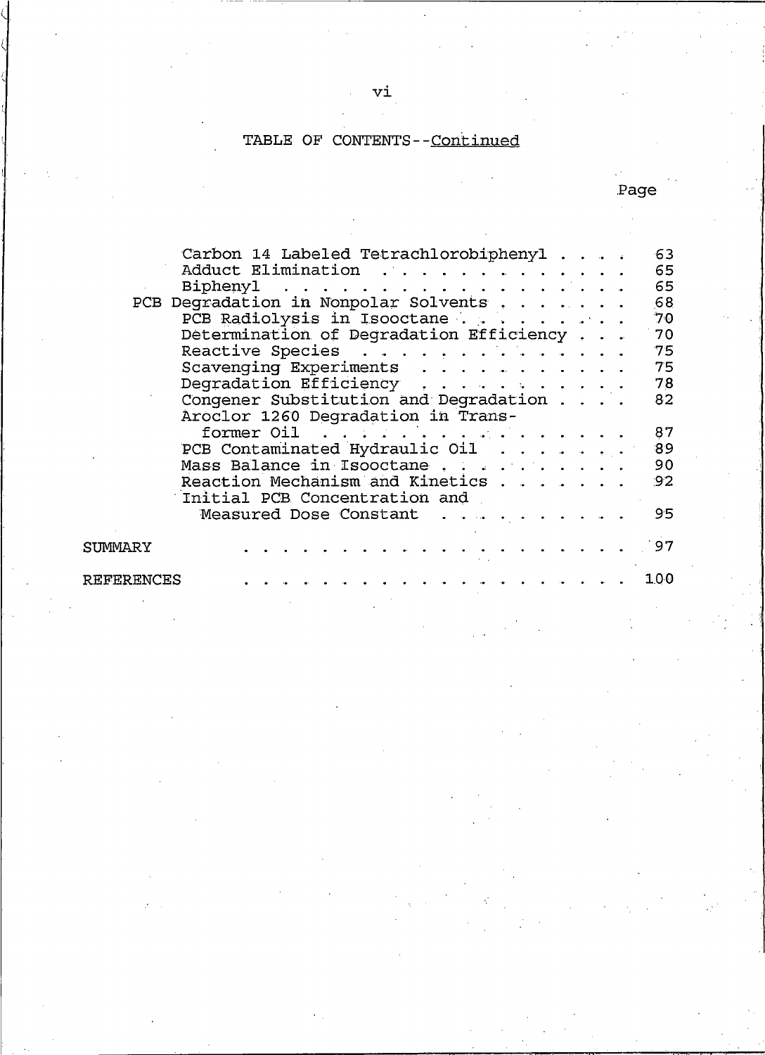TABLE OF CONTENTS--Continued

| | Page |
|---|---|
| Carbon 14 Labeled Tetrachlorobiphenyl | 63 |
| Adduct Elimination | 65 |
| Biphenyl | 65 |
| PCB Degradation in Nonpolar Solvents | 68 |
| PCB Radiolysis in Isooctane | 70 |
| Determination of Degradation Efficiency | 70 |
| Reactive Species | 75 |
| Scavenging Experiments | 75 |
| Degradation Efficiency | 78 |
| Congener Substitution and Degradation | 82 |
| Aroclor 1260 Degradation in Transformer Oil | 87 |
| PCB Contaminated Hydraulic Oil | 89 |
| Mass Balance in Isooctane | 90 |
| Reaction Mechanism and Kinetics | 92 |
| Initial PCB Concentration and Measured Dose Constant | 95 |
| SUMMARY | 97 |
| REFERENCES | 100 |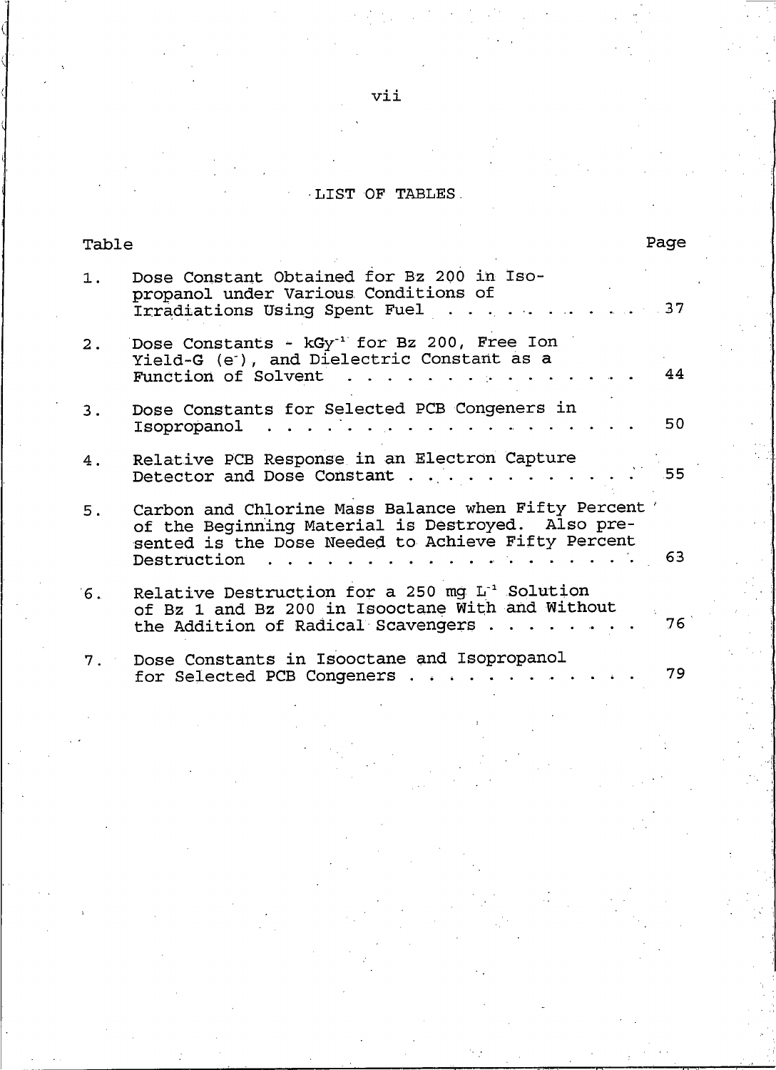# LIST OF TABLES

| Table | | Page |
|---|---|---|
| 1. | Dose Constant Obtained for Bz 200 in Isopropanol under Various Conditions of Irradiations Using Spent Fuel | 37 |
| 2. | Dose Constants - $kGy^{-1}$ for Bz 200, Free Ion Yield-G ($e^{-}$), and Dielectric Constant as a Function of Solvent | 44 |
| 3. | Dose Constants for Selected PCB Congeners in Isopropanol | 50 |
| 4. | Relative PCB Response in an Electron Capture Detector and Dose Constant | 55 |
| 5. | Carbon and Chlorine Mass Balance when Fifty Percent of the Beginning Material is Destroyed. Also presented is the Dose Needed to Achieve Fifty Percent Destruction | 63 |
| 6. | Relative Destruction for a 250 mg $L^{-1}$ Solution of Bz 1 and Bz 200 in Isooctane With and Without the Addition of Radical Scavengers | 76 |
| 7. | Dose Constants in Isooctane and Isopropanol for Selected PCB Congeners | 79 |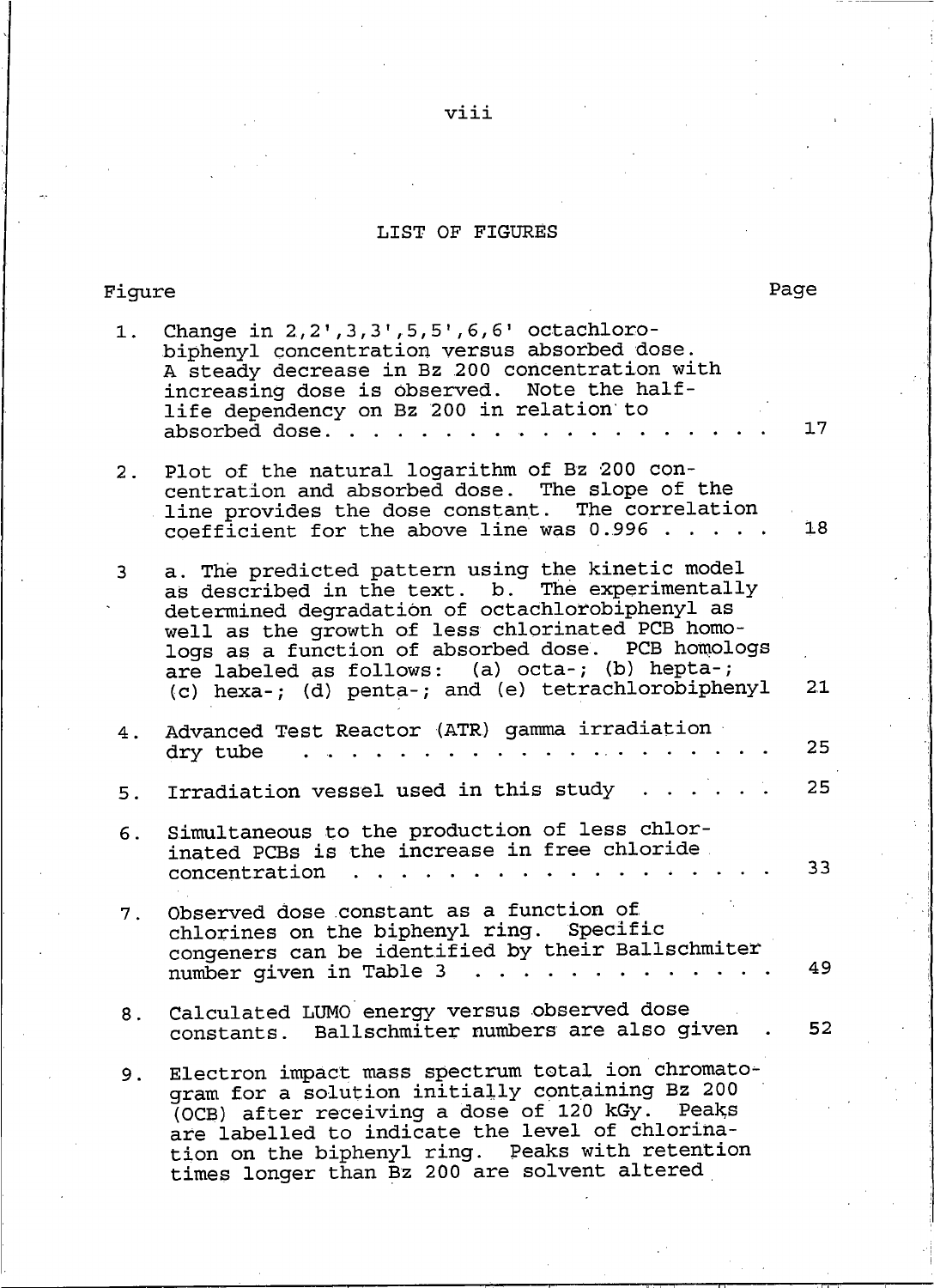# LIST OF FIGURES

| Figure | | Page |
|---|---|---|
| 1. | Change in 2,2',3,3',5,5',6,6' octachlorobiphenyl concentration versus absorbed dose. A steady decrease in Bz 200 concentration with increasing dose is observed. Note the half-life dependency on Bz 200 in relation to absorbed dose. | 17 |
| 2. | Plot of the natural logarithm of Bz 200 concentration and absorbed dose. The slope of the line provides the dose constant. The correlation coefficient for the above line was 0.996 | 18 |
| 3 | a. The predicted pattern using the kinetic model as described in the text. b. The experimentally determined degradation of octachlorobiphenyl as well as the growth of less chlorinated PCB homologs as a function of absorbed dose. PCB homologs are labeled as follows: (a) octa-; (b) hepta-; (c) hexa-; (d) penta-; and (e) tetrachlorobiphenyl | 21 |
| 4. | Advanced Test Reactor (ATR) gamma irradiation dry tube | 25 |
| 5. | Irradiation vessel used in this study | 25 |
| 6. | Simultaneous to the production of less chlorinated PCBs is the increase in free chloride concentration | 33 |
| 7. | Observed dose constant as a function of chlorines on the biphenyl ring. Specific congeners can be identified by their Ballschmiter number given in Table 3 | 49 |
| 8. | Calculated LUMO energy versus observed dose constants. Ballschmiter numbers are also given | 52 |
| 9. | Electron impact mass spectrum total ion chromatogram for a solution initially containing Bz 200 (OCB) after receiving a dose of 120 kGy. Peaks are labelled to indicate the level of chlorination on the biphenyl ring. Peaks with retention times longer than Bz 200 are solvent altered | |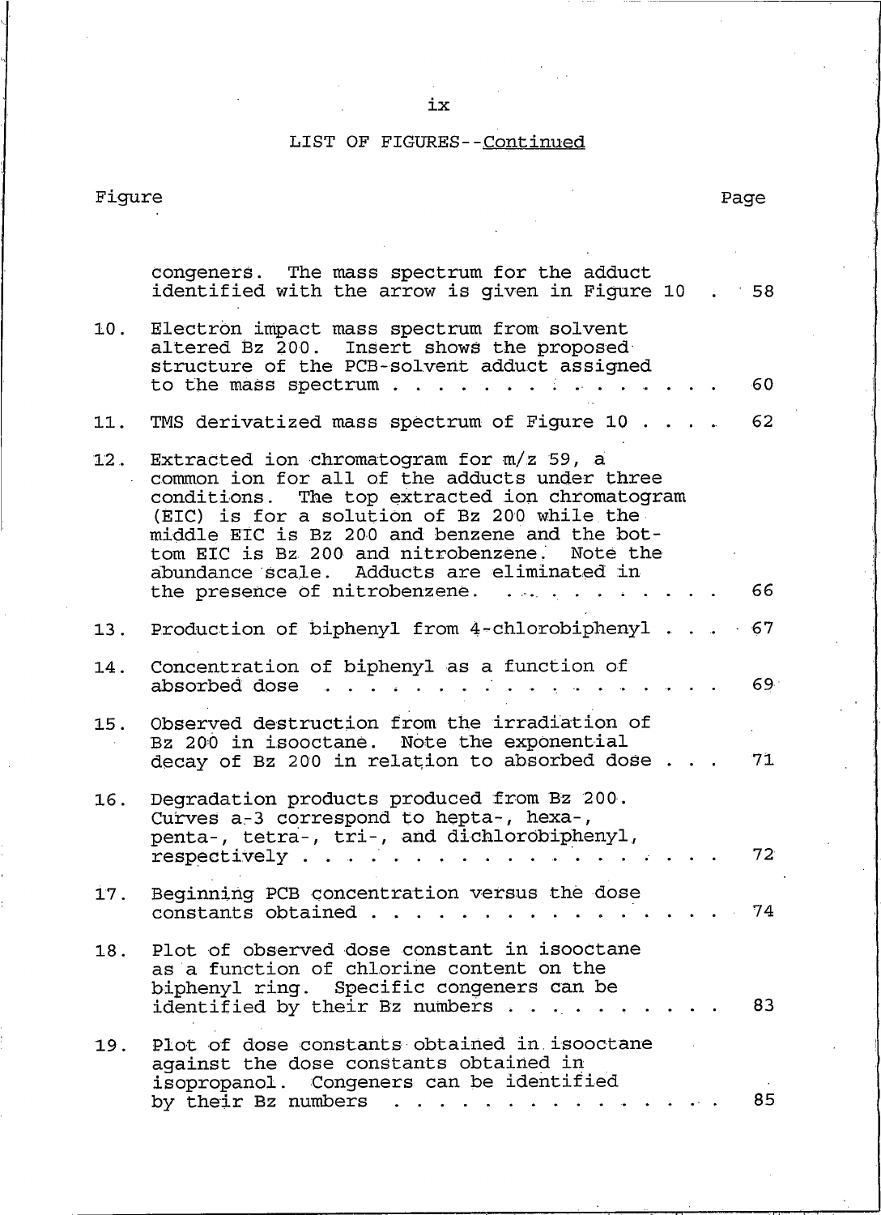LIST OF FIGURES--Continued

| Figure | | Page |
|---|---|---|
| | congeners. The mass spectrum for the adduct identified with the arrow is given in Figure 10 | 58 |
| 10. | Electron impact mass spectrum from solvent altered Bz 200. Insert shows the proposed structure of the PCB-solvent adduct assigned to the mass spectrum | 60 |
| 11. | TMS derivatized mass spectrum of Figure 10 | 62 |
| 12. | Extracted ion chromatogram for m/z 59, a common ion for all of the adducts under three conditions. The top extracted ion chromatogram (EIC) is for a solution of Bz 200 while the middle EIC is Bz 200 and benzene and the bottom EIC is Bz 200 and nitrobenzene. Note the abundance scale. Adducts are eliminated in the presence of nitrobenzene. | 66 |
| 13. | Production of biphenyl from 4-chlorobiphenyl | 67 |
| 14. | Concentration of biphenyl as a function of absorbed dose | 69 |
| 15. | Observed destruction from the irradiation of Bz 200 in isooctane. Note the exponential decay of Bz 200 in relation to absorbed dose | 71 |
| 16. | Degradation products produced from Bz 200. Curves a-3 correspond to hepta-, hexa-, penta-, tetra-, tri-, and dichlorobiphenyl, respectively | 72 |
| 17. | Beginning PCB concentration versus the dose constants obtained | 74 |
| 18. | Plot of observed dose constant in isooctane as a function of chlorine content on the biphenyl ring. Specific congeners can be identified by their Bz numbers | 83 |
| 19. | Plot of dose constants obtained in isooctane against the dose constants obtained in isopropanol. Congeners can be identified by their Bz numbers | 85 |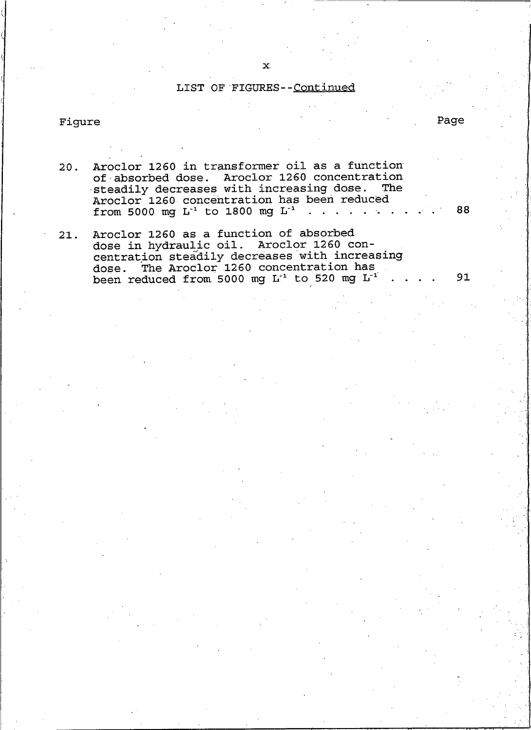## LIST OF FIGURES--Continued

| Figure | | Page |
|---|---|---|
| 20. | Aroclor 1260 in transformer oil as a function of absorbed dose. Aroclor 1260 concentration steadily decreases with increasing dose. The Aroclor 1260 concentration has been reduced from 5000 mg $L^{-1}$ to 1800 mg $L^{-1}$ | 88 |
| 21. | Aroclor 1260 as a function of absorbed dose in hydraulic oil. Aroclor 1260 concentration steadily decreases with increasing dose. The Aroclor 1260 concentration has been reduced from 5000 mg $L^{-1}$ to 520 mg $L^{-1}$ | 91 |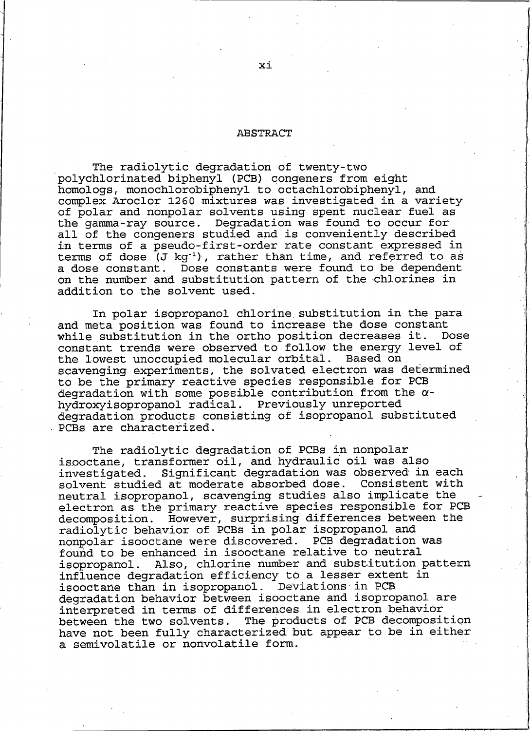# ABSTRACT

The radiolytic degradation of twenty-two polychlorinated biphenyl (PCB) congeners from eight homologs, monochlorobiphenyl to octachlorobiphenyl, and complex Aroclor 1260 mixtures was investigated in a variety of polar and nonpolar solvents using spent nuclear fuel as the gamma-ray source. Degradation was found to occur for all of the congeners studied and is conveniently described in terms of a pseudo-first-order rate constant expressed in terms of dose ($J\ kg^{-1}$), rather than time, and referred to as a dose constant. Dose constants were found to be dependent on the number and substitution pattern of the chlorines in addition to the solvent used.

In polar isopropanol chlorine substitution in the para and meta position was found to increase the dose constant while substitution in the ortho position decreases it. Dose constant trends were observed to follow the energy level of the lowest unoccupied molecular orbital. Based on scavenging experiments, the solvated electron was determined to be the primary reactive species responsible for PCB degradation with some possible contribution from the $\alpha$-hydroxyisopropanol radical. Previously unreported degradation products consisting of isopropanol substituted PCBs are characterized.

The radiolytic degradation of PCBs in nonpolar isooctane, transformer oil, and hydraulic oil was also investigated. Significant degradation was observed in each solvent studied at moderate absorbed dose. Consistent with neutral isopropanol, scavenging studies also implicate the electron as the primary reactive species responsible for PCB decomposition. However, surprising differences between the radiolytic behavior of PCBs in polar isopropanol and nonpolar isooctane were discovered. PCB degradation was found to be enhanced in isooctane relative to neutral isopropanol. Also, chlorine number and substitution pattern influence degradation efficiency to a lesser extent in isooctane than in isopropanol. Deviations in PCB degradation behavior between isooctane and isopropanol are interpreted in terms of differences in electron behavior between the two solvents. The products of PCB decomposition have not been fully characterized but appear to be in either a semivolatile or nonvolatile form.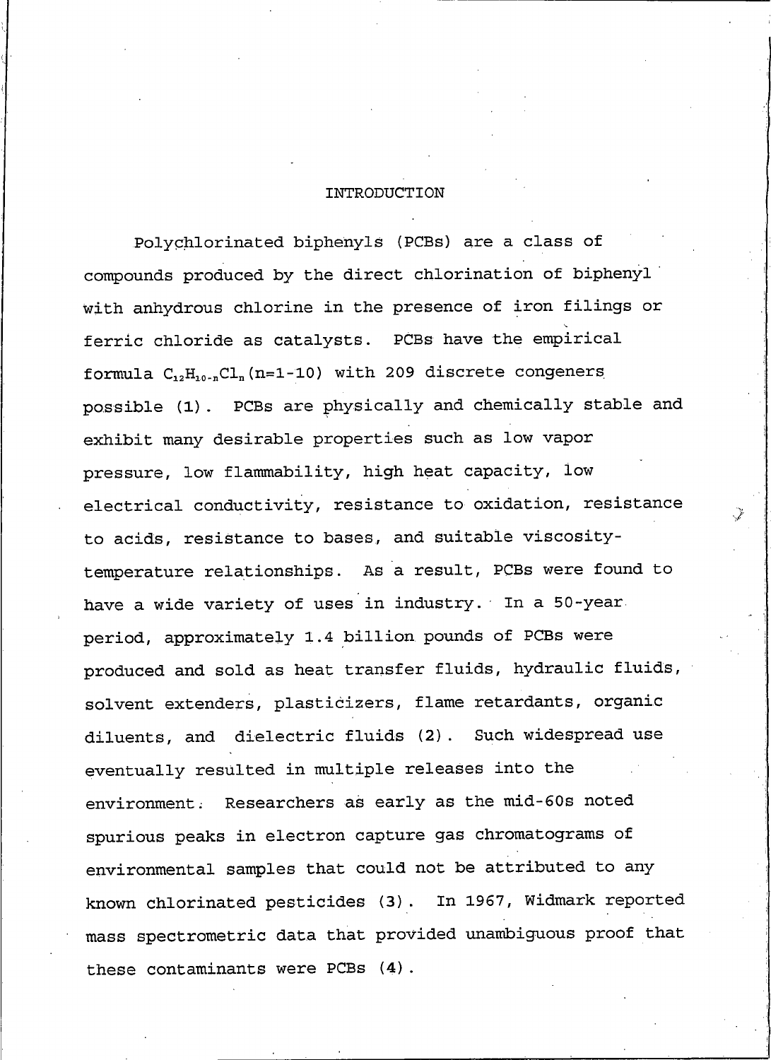# INTRODUCTION

Polychlorinated biphenyls (PCBs) are a class of compounds produced by the direct chlorination of biphenyl with anhydrous chlorine in the presence of iron filings or ferric chloride as catalysts. PCBs have the empirical formula $C_{12}H_{10-n}Cl_n$ (n=1-10) with 209 discrete congeners possible (1). PCBs are physically and chemically stable and exhibit many desirable properties such as low vapor pressure, low flammability, high heat capacity, low electrical conductivity, resistance to oxidation, resistance to acids, resistance to bases, and suitable viscosity-temperature relationships. As a result, PCBs were found to have a wide variety of uses in industry. In a 50-year period, approximately 1.4 billion pounds of PCBs were produced and sold as heat transfer fluids, hydraulic fluids, solvent extenders, plasticizers, flame retardants, organic diluents, and dielectric fluids (2). Such widespread use eventually resulted in multiple releases into the environment. Researchers as early as the mid-60s noted spurious peaks in electron capture gas chromatograms of environmental samples that could not be attributed to any known chlorinated pesticides (3). In 1967, Widmark reported mass spectrometric data that provided unambiguous proof that these contaminants were PCBs (4).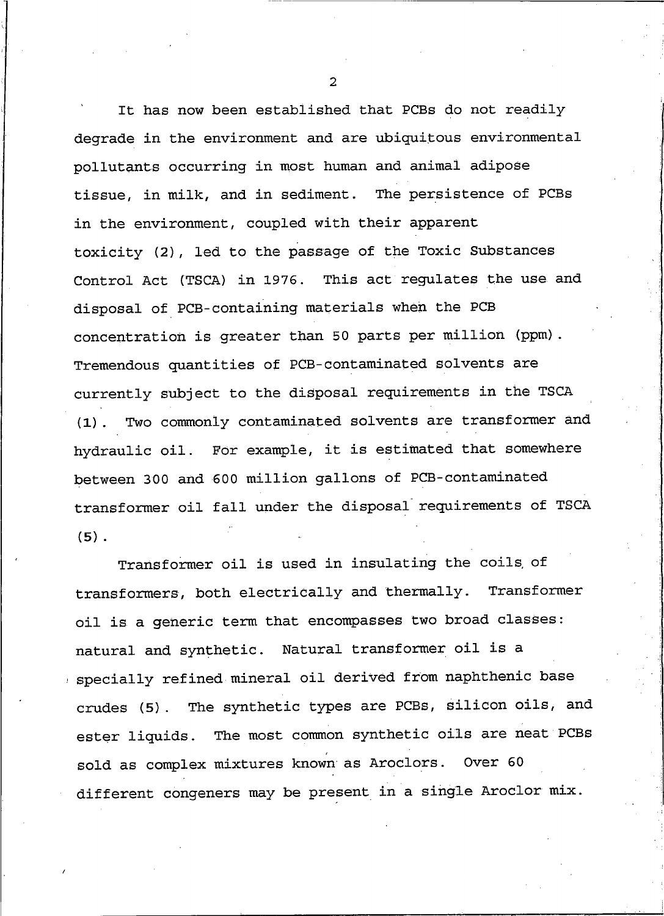It has now been established that PCBs do not readily degrade in the environment and are ubiquitous environmental pollutants occurring in most human and animal adipose tissue, in milk, and in sediment. The persistence of PCBs in the environment, coupled with their apparent toxicity (2), led to the passage of the Toxic Substances Control Act (TSCA) in 1976. This act regulates the use and disposal of PCB-containing materials when the PCB concentration is greater than 50 parts per million (ppm). Tremendous quantities of PCB-contaminated solvents are currently subject to the disposal requirements in the TSCA (1). Two commonly contaminated solvents are transformer and hydraulic oil. For example, it is estimated that somewhere between 300 and 600 million gallons of PCB-contaminated transformer oil fall under the disposal requirements of TSCA (5).

Transformer oil is used in insulating the coils of transformers, both electrically and thermally. Transformer oil is a generic term that encompasses two broad classes: natural and synthetic. Natural transformer oil is a specially refined mineral oil derived from naphthenic base crudes (5). The synthetic types are PCBs, silicon oils, and ester liquids. The most common synthetic oils are neat PCBs sold as complex mixtures known as Aroclors. Over 60 different congeners may be present in a single Aroclor mix.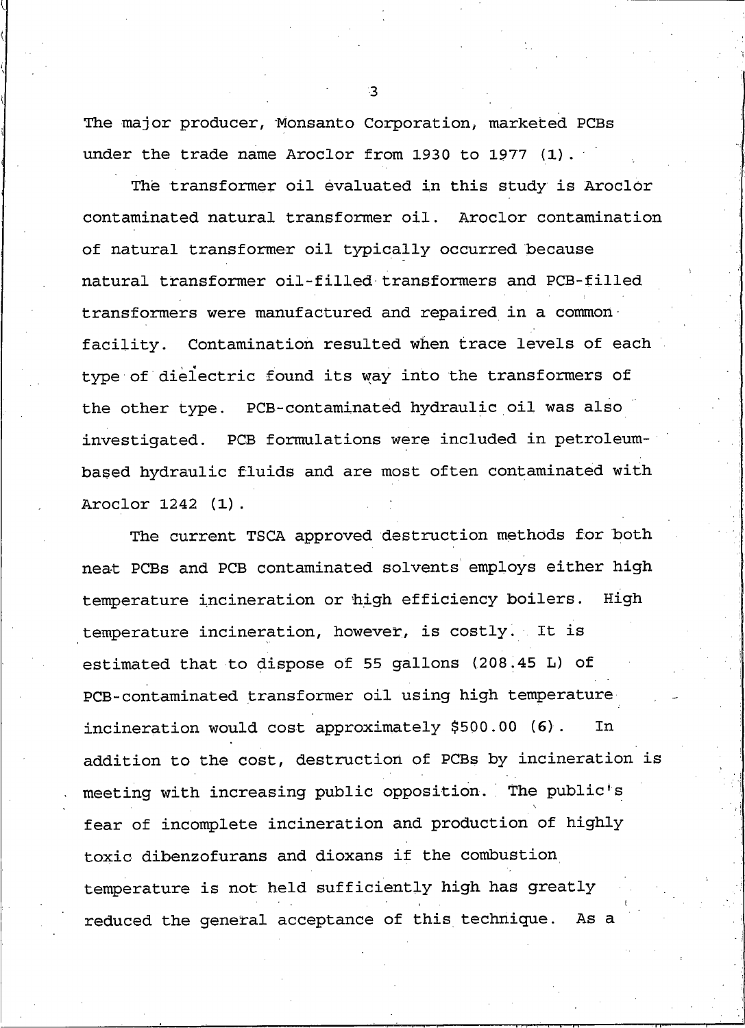The major producer, Monsanto Corporation, marketed PCBs under the trade name Aroclor from 1930 to 1977 (1).

The transformer oil evaluated in this study is Aroclor contaminated natural transformer oil. Aroclor contamination of natural transformer oil typically occurred because natural transformer oil-filled transformers and PCB-filled transformers were manufactured and repaired in a common facility. Contamination resulted when trace levels of each type of dielectric found its way into the transformers of the other type. PCB-contaminated hydraulic oil was also investigated. PCB formulations were included in petroleum-based hydraulic fluids and are most often contaminated with Aroclor 1242 (1).

The current TSCA approved destruction methods for both neat PCBs and PCB contaminated solvents employs either high temperature incineration or high efficiency boilers. High temperature incineration, however, is costly. It is estimated that to dispose of 55 gallons (208.45 L) of PCB-contaminated transformer oil using high temperature incineration would cost approximately $500.00 (6). In addition to the cost, destruction of PCBs by incineration is meeting with increasing public opposition. The public's fear of incomplete incineration and production of highly toxic dibenzofurans and dioxans if the combustion temperature is not held sufficiently high has greatly reduced the general acceptance of this technique. As a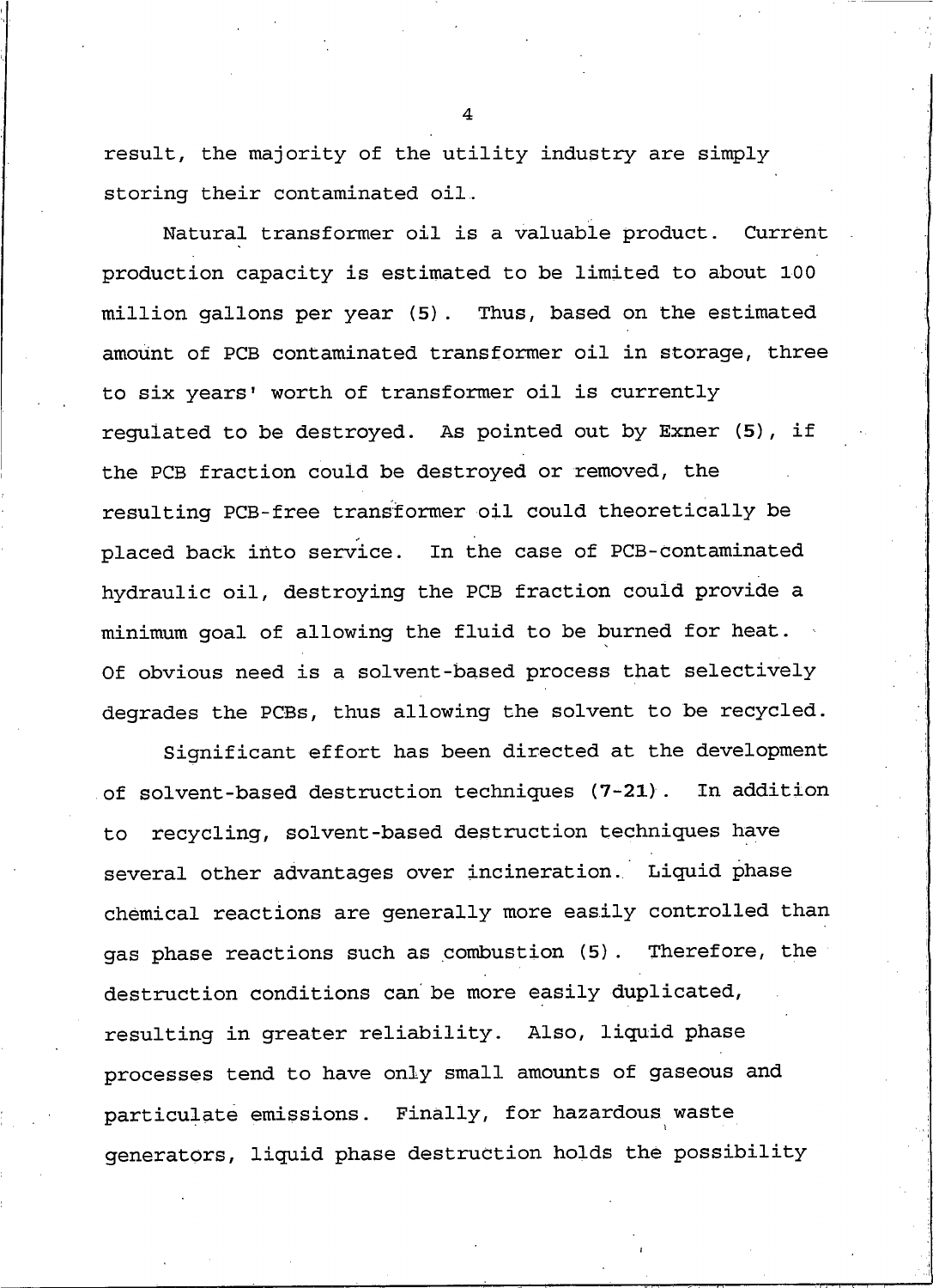result, the majority of the utility industry are simply storing their contaminated oil.

Natural transformer oil is a valuable product. Current production capacity is estimated to be limited to about 100 million gallons per year (5). Thus, based on the estimated amount of PCB contaminated transformer oil in storage, three to six years' worth of transformer oil is currently regulated to be destroyed. As pointed out by Exner (5), if the PCB fraction could be destroyed or removed, the resulting PCB-free transformer oil could theoretically be placed back into service. In the case of PCB-contaminated hydraulic oil, destroying the PCB fraction could provide a minimum goal of allowing the fluid to be burned for heat. Of obvious need is a solvent-based process that selectively degrades the PCBs, thus allowing the solvent to be recycled.

Significant effort has been directed at the development of solvent-based destruction techniques (7-21). In addition to recycling, solvent-based destruction techniques have several other advantages over incineration. Liquid phase chemical reactions are generally more easily controlled than gas phase reactions such as combustion (5). Therefore, the destruction conditions can be more easily duplicated, resulting in greater reliability. Also, liquid phase processes tend to have only small amounts of gaseous and particulate emissions. Finally, for hazardous waste generators, liquid phase destruction holds the possibility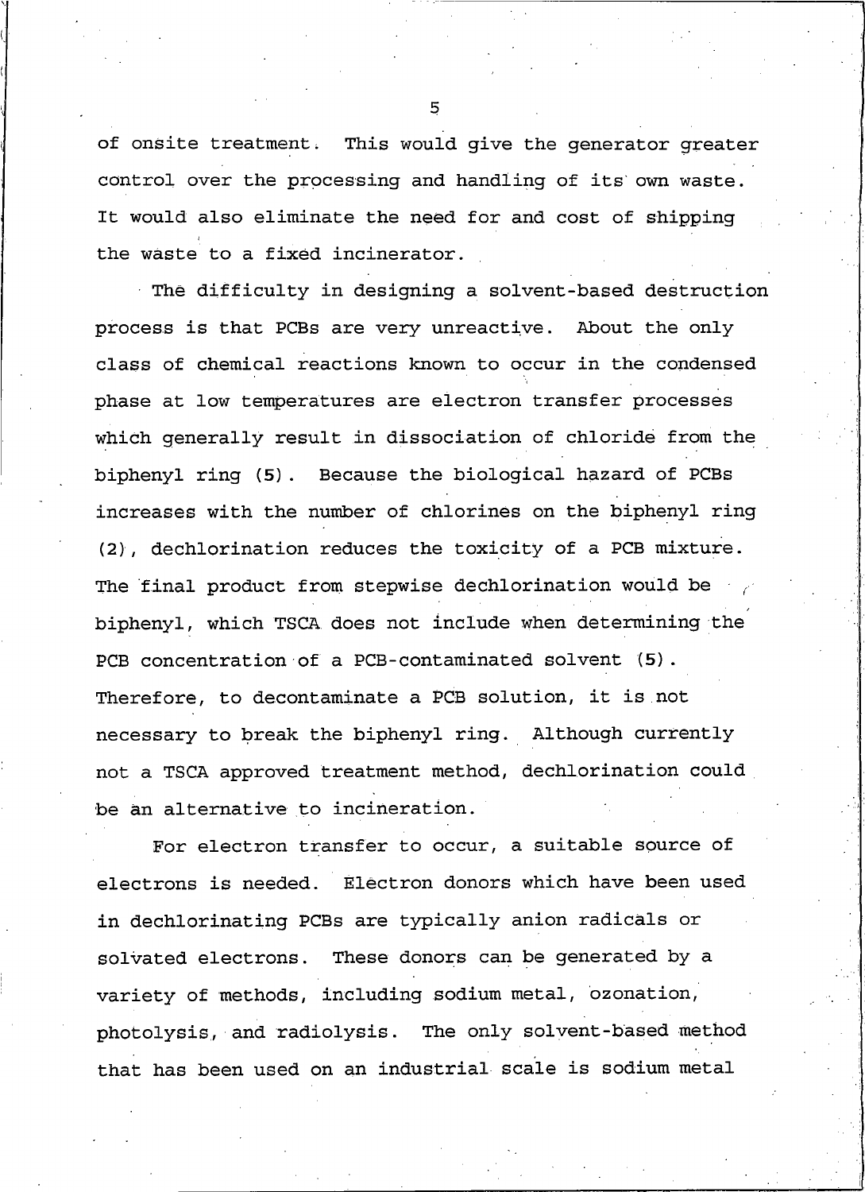of onsite treatment. This would give the generator greater control over the processing and handling of its own waste. It would also eliminate the need for and cost of shipping the waste to a fixed incinerator.

The difficulty in designing a solvent-based destruction process is that PCBs are very unreactive. About the only class of chemical reactions known to occur in the condensed phase at low temperatures are electron transfer processes which generally result in dissociation of chloride from the biphenyl ring (5). Because the biological hazard of PCBs increases with the number of chlorines on the biphenyl ring (2), dechlorination reduces the toxicity of a PCB mixture. The final product from stepwise dechlorination would be biphenyl, which TSCA does not include when determining the PCB concentration of a PCB-contaminated solvent (5). Therefore, to decontaminate a PCB solution, it is not necessary to break the biphenyl ring. Although currently not a TSCA approved treatment method, dechlorination could be an alternative to incineration.

For electron transfer to occur, a suitable source of electrons is needed. Electron donors which have been used in dechlorinating PCBs are typically anion radicals or solvated electrons. These donors can be generated by a variety of methods, including sodium metal, ozonation, photolysis, and radiolysis. The only solvent-based method that has been used on an industrial scale is sodium metal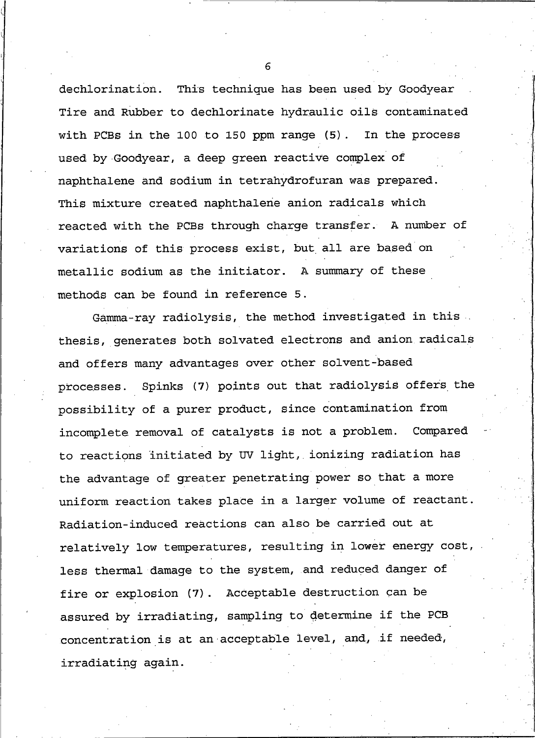dechlorination. This technique has been used by Goodyear Tire and Rubber to dechlorinate hydraulic oils contaminated with PCBs in the 100 to 150 ppm range (5). In the process used by Goodyear, a deep green reactive complex of naphthalene and sodium in tetrahydrofuran was prepared. This mixture created naphthalene anion radicals which reacted with the PCBs through charge transfer. A number of variations of this process exist, but all are based on metallic sodium as the initiator. A summary of these methods can be found in reference 5.

Gamma-ray radiolysis, the method investigated in this thesis, generates both solvated electrons and anion radicals and offers many advantages over other solvent-based processes. Spinks (7) points out that radiolysis offers the possibility of a purer product, since contamination from incomplete removal of catalysts is not a problem. Compared to reactions initiated by UV light, ionizing radiation has the advantage of greater penetrating power so that a more uniform reaction takes place in a larger volume of reactant. Radiation-induced reactions can also be carried out at relatively low temperatures, resulting in lower energy cost, less thermal damage to the system, and reduced danger of fire or explosion (7). Acceptable destruction can be assured by irradiating, sampling to determine if the PCB concentration is at an acceptable level, and, if needed, irradiating again.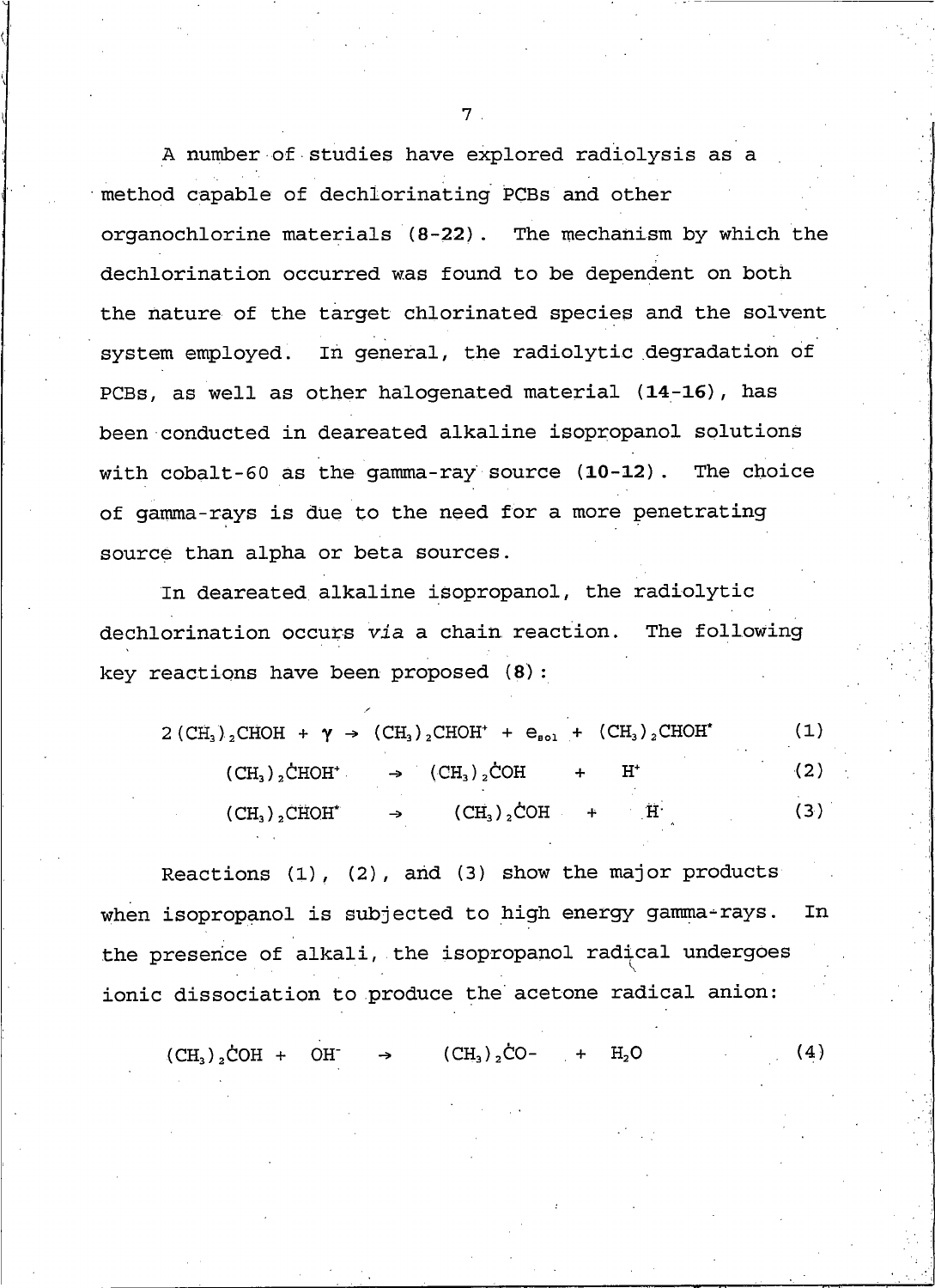A number of studies have explored radiolysis as a method capable of dechlorinating PCBs and other organochlorine materials (**8-22**). The mechanism by which the dechlorination occurred was found to be dependent on both the nature of the target chlorinated species and the solvent system employed. In general, the radiolytic degradation of PCBs, as well as other halogenated material (**14-16**), has been conducted in deareated alkaline isopropanol solutions with cobalt-60 as the gamma-ray source (**10-12**). The choice of gamma-rays is due to the need for a more penetrating source than alpha or beta sources.

In deareated alkaline isopropanol, the radiolytic dechlorination occurs *via* a chain reaction. The following key reactions have been proposed (**8**):

$$2(CH_3)_2CHOH + \gamma \rightarrow (CH_3)_2CHOH^+ + e_{sol} + (CH_3)_2CHOH^* \qquad (1)$$

$$(CH_3)_2\dot{C}HOH^+ \rightarrow (CH_3)_2\dot{C}OH + H^+ \qquad (2)$$

$$(CH_3)_2CHOH^* \rightarrow (CH_3)_2\dot{C}OH + H^\cdot \qquad (3)$$

Reactions (1), (2), and (3) show the major products when isopropanol is subjected to high energy gamma-rays. In the presence of alkali, the isopropanol radical undergoes ionic dissociation to produce the acetone radical anion:

$$(CH_3)_2\dot{C}OH + OH^- \rightarrow (CH_3)_2\dot{C}O^- + H_2O \qquad (4)$$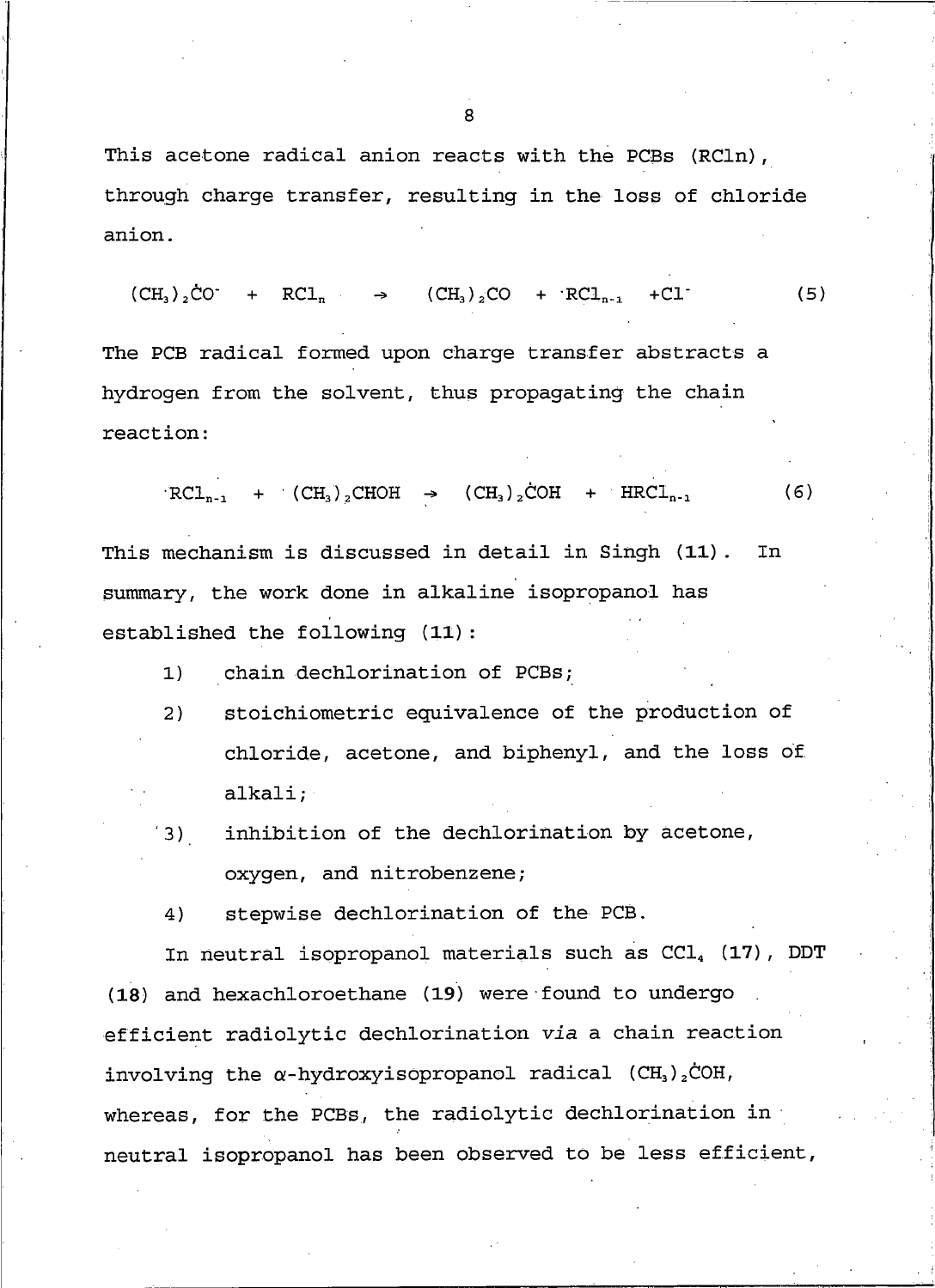This acetone radical anion reacts with the PCBs (RCln), through charge transfer, resulting in the loss of chloride anion.

$$(CH_3)_2\dot{C}O^- \quad + \quad RCl_n \quad \rightarrow \quad (CH_3)_2CO \quad + \; ^{\cdot}RCl_{n-1} \quad + Cl^- \qquad (5)$$

The PCB radical formed upon charge transfer abstracts a hydrogen from the solvent, thus propagating the chain reaction:

$$^{\cdot}RCl_{n-1} \quad + \quad (CH_3)_2CHOH \quad \rightarrow \quad (CH_3)_2\dot{C}OH \quad + \quad HRCl_{n-1} \qquad (6)$$

This mechanism is discussed in detail in Singh (**11**). In summary, the work done in alkaline isopropanol has established the following (**11**):

1) chain dechlorination of PCBs;
2) stoichiometric equivalence of the production of chloride, acetone, and biphenyl, and the loss of alkali;
3) inhibition of the dechlorination by acetone, oxygen, and nitrobenzene;
4) stepwise dechlorination of the PCB.

In neutral isopropanol materials such as $CCl_4$ (**17**), DDT (**18**) and hexachloroethane (**19**) were found to undergo efficient radiolytic dechlorination *via* a chain reaction involving the $\alpha$-hydroxyisopropanol radical $(CH_3)_2\dot{C}OH$, whereas, for the PCBs, the radiolytic dechlorination in neutral isopropanol has been observed to be less efficient,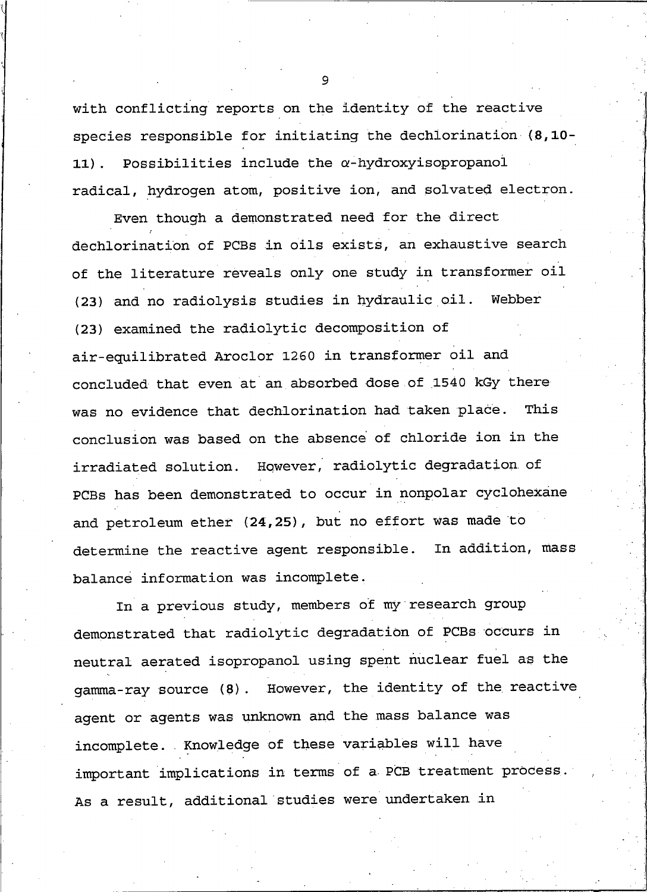with conflicting reports on the identity of the reactive species responsible for initiating the dechlorination (**8,10-11**). Possibilities include the $\alpha$-hydroxyisopropanol radical, hydrogen atom, positive ion, and solvated electron.

Even though a demonstrated need for the direct dechlorination of PCBs in oils exists, an exhaustive search of the literature reveals only one study in transformer oil (**23**) and no radiolysis studies in hydraulic oil. Webber (**23**) examined the radiolytic decomposition of air-equilibrated Aroclor 1260 in transformer oil and concluded that even at an absorbed dose of 1540 kGy there was no evidence that dechlorination had taken place. This conclusion was based on the absence of chloride ion in the irradiated solution. However, radiolytic degradation of PCBs has been demonstrated to occur in nonpolar cyclohexane and petroleum ether (**24,25**), but no effort was made to determine the reactive agent responsible. In addition, mass balance information was incomplete.

In a previous study, members of my research group demonstrated that radiolytic degradation of PCBs occurs in neutral aerated isopropanol using spent nuclear fuel as the gamma-ray source (**8**). However, the identity of the reactive agent or agents was unknown and the mass balance was incomplete. Knowledge of these variables will have important implications in terms of a PCB treatment process. As a result, additional studies were undertaken in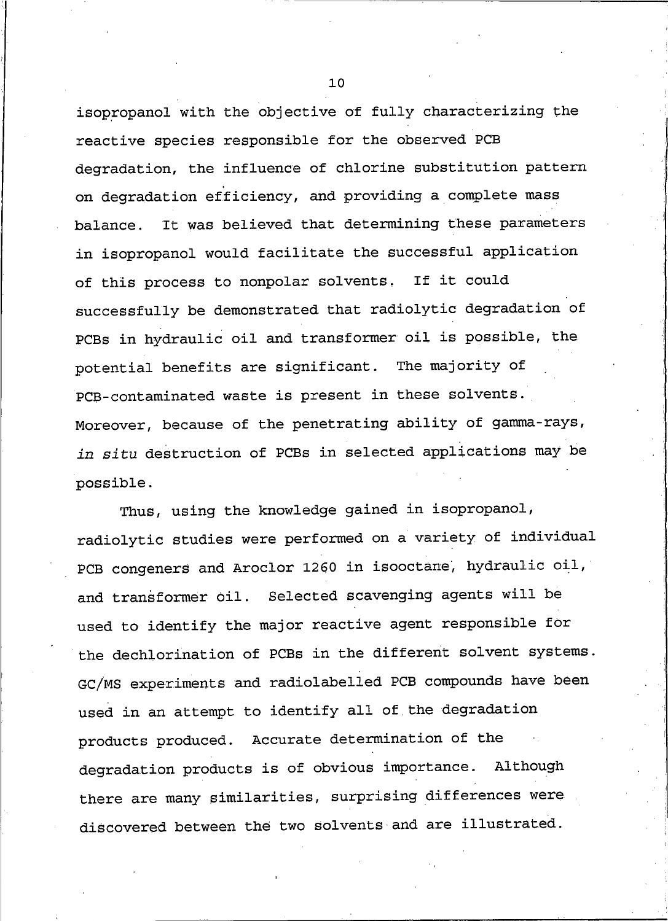isopropanol with the objective of fully characterizing the reactive species responsible for the observed PCB degradation, the influence of chlorine substitution pattern on degradation efficiency, and providing a complete mass balance. It was believed that determining these parameters in isopropanol would facilitate the successful application of this process to nonpolar solvents. If it could successfully be demonstrated that radiolytic degradation of PCBs in hydraulic oil and transformer oil is possible, the potential benefits are significant. The majority of PCB-contaminated waste is present in these solvents. Moreover, because of the penetrating ability of gamma-rays, *in situ* destruction of PCBs in selected applications may be possible.

Thus, using the knowledge gained in isopropanol, radiolytic studies were performed on a variety of individual PCB congeners and Aroclor 1260 in isooctane, hydraulic oil, and transformer oil. Selected scavenging agents will be used to identify the major reactive agent responsible for the dechlorination of PCBs in the different solvent systems. GC/MS experiments and radiolabelled PCB compounds have been used in an attempt to identify all of the degradation products produced. Accurate determination of the degradation products is of obvious importance. Although there are many similarities, surprising differences were discovered between the two solvents and are illustrated.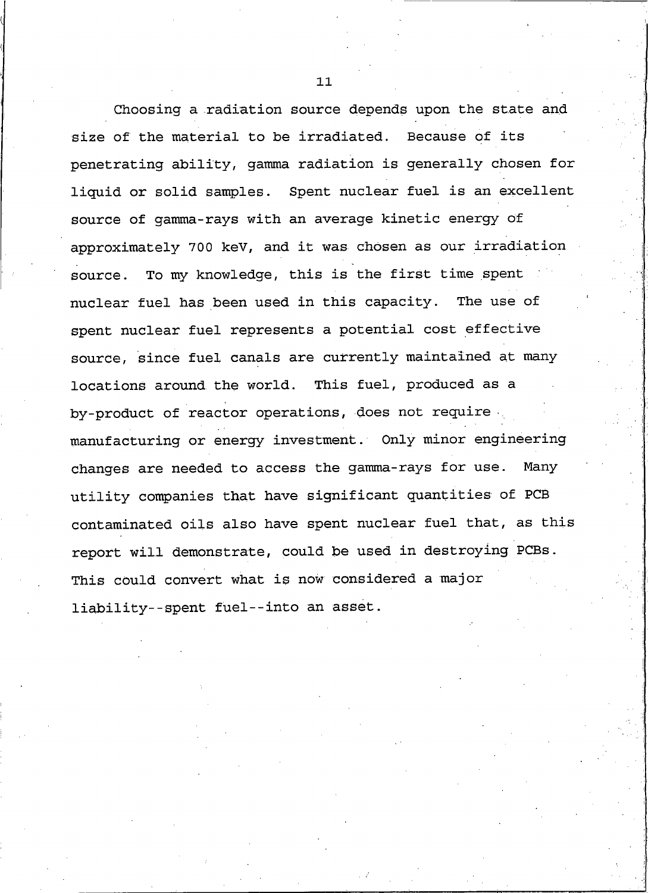Choosing a radiation source depends upon the state and size of the material to be irradiated. Because of its penetrating ability, gamma radiation is generally chosen for liquid or solid samples. Spent nuclear fuel is an excellent source of gamma-rays with an average kinetic energy of approximately 700 keV, and it was chosen as our irradiation source. To my knowledge, this is the first time spent nuclear fuel has been used in this capacity. The use of spent nuclear fuel represents a potential cost effective source, since fuel canals are currently maintained at many locations around the world. This fuel, produced as a by-product of reactor operations, does not require manufacturing or energy investment. Only minor engineering changes are needed to access the gamma-rays for use. Many utility companies that have significant quantities of PCB contaminated oils also have spent nuclear fuel that, as this report will demonstrate, could be used in destroying PCBs. This could convert what is now considered a major liability--spent fuel--into an asset.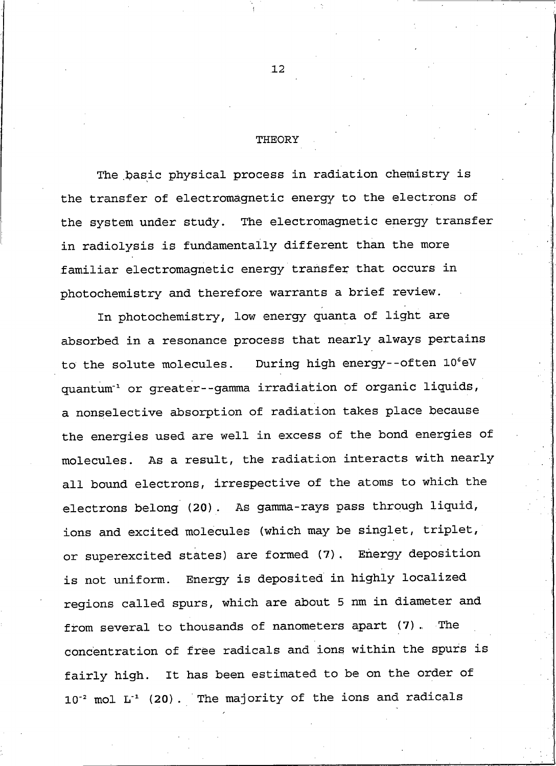# THEORY

The basic physical process in radiation chemistry is the transfer of electromagnetic energy to the electrons of the system under study. The electromagnetic energy transfer in radiolysis is fundamentally different than the more familiar electromagnetic energy transfer that occurs in photochemistry and therefore warrants a brief review.

In photochemistry, low energy quanta of light are absorbed in a resonance process that nearly always pertains to the solute molecules. During high energy--often $10^6$eV $quantum^{-1}$ or greater--gamma irradiation of organic liquids, a nonselective absorption of radiation takes place because the energies used are well in excess of the bond energies of molecules. As a result, the radiation interacts with nearly all bound electrons, irrespective of the atoms to which the electrons belong (20). As gamma-rays pass through liquid, ions and excited molecules (which may be singlet, triplet, or superexcited states) are formed (7). Energy deposition is not uniform. Energy is deposited in highly localized regions called spurs, which are about 5 nm in diameter and from several to thousands of nanometers apart (7). The concentration of free radicals and ions within the spurs is fairly high. It has been estimated to be on the order of $10^{-2}$ mol $L^{-1}$ (20). The majority of the ions and radicals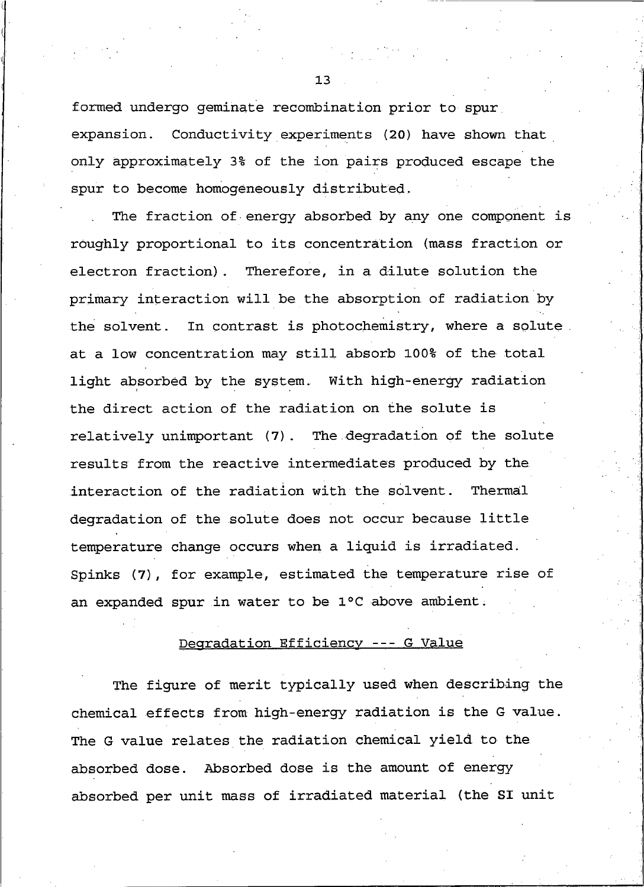formed undergo geminate recombination prior to spur expansion. Conductivity experiments (20) have shown that only approximately 3% of the ion pairs produced escape the spur to become homogeneously distributed.

The fraction of energy absorbed by any one component is roughly proportional to its concentration (mass fraction or electron fraction). Therefore, in a dilute solution the primary interaction will be the absorption of radiation by the solvent. In contrast is photochemistry, where a solute at a low concentration may still absorb 100% of the total light absorbed by the system. With high-energy radiation the direct action of the radiation on the solute is relatively unimportant (7). The degradation of the solute results from the reactive intermediates produced by the interaction of the radiation with the solvent. Thermal degradation of the solute does not occur because little temperature change occurs when a liquid is irradiated. Spinks (7), for example, estimated the temperature rise of an expanded spur in water to be 1°C above ambient.

## Degradation Efficiency --- G Value

The figure of merit typically used when describing the chemical effects from high-energy radiation is the G value. The G value relates the radiation chemical yield to the absorbed dose. Absorbed dose is the amount of energy absorbed per unit mass of irradiated material (the SI unit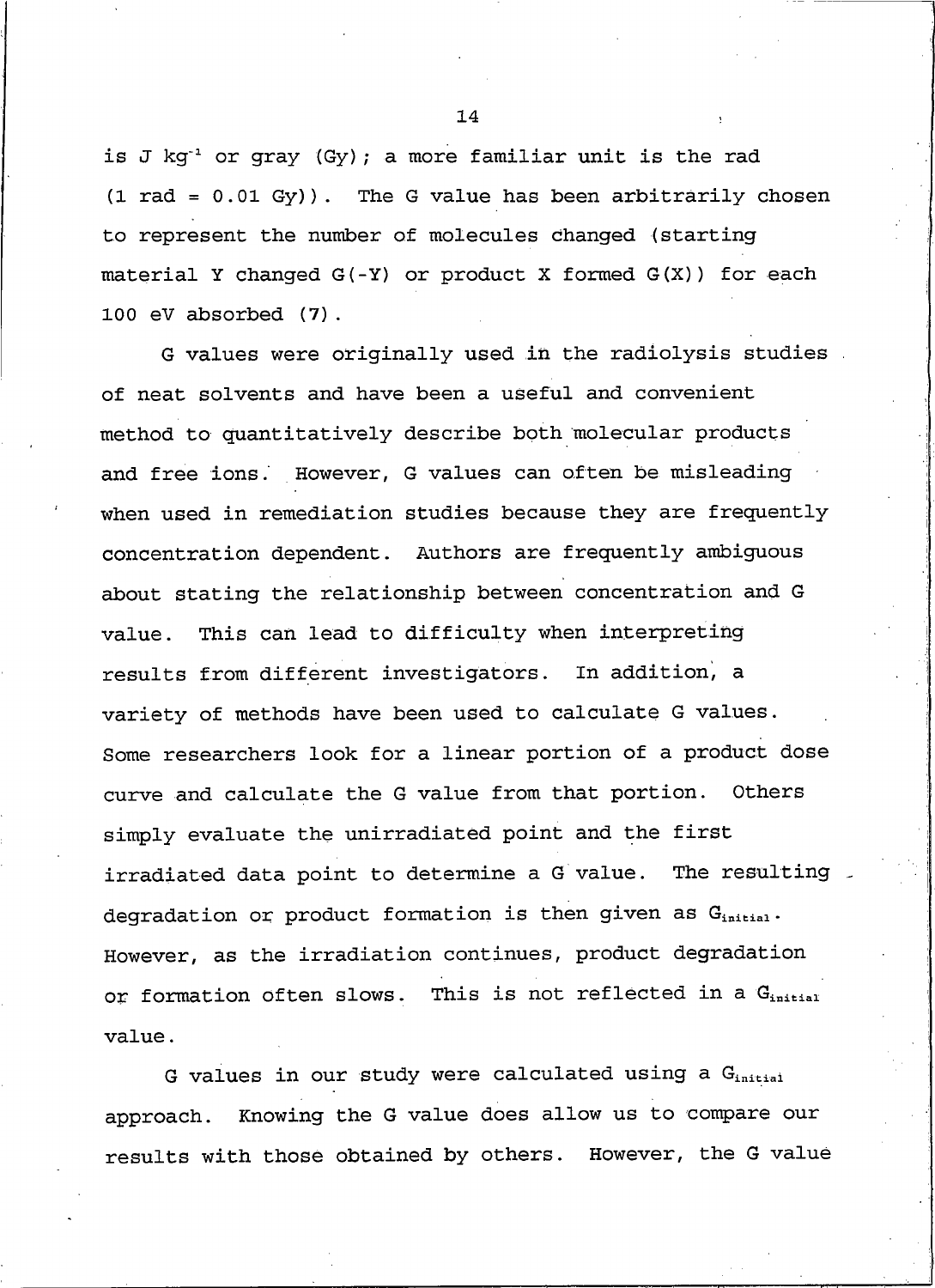is J $kg^{-1}$ or gray (Gy); a more familiar unit is the rad (1 rad = 0.01 Gy)). The G value has been arbitrarily chosen to represent the number of molecules changed (starting material Y changed G(-Y) or product X formed G(X)) for each 100 eV absorbed (7).

G values were originally used in the radiolysis studies of neat solvents and have been a useful and convenient method to quantitatively describe both molecular products and free ions. However, G values can often be misleading when used in remediation studies because they are frequently concentration dependent. Authors are frequently ambiguous about stating the relationship between concentration and G value. This can lead to difficulty when interpreting results from different investigators. In addition, a variety of methods have been used to calculate G values. Some researchers look for a linear portion of a product dose curve and calculate the G value from that portion. Others simply evaluate the unirradiated point and the first irradiated data point to determine a G value. The resulting degradation or product formation is then given as $G_{initial}$. However, as the irradiation continues, product degradation or formation often slows. This is not reflected in a $G_{initial}$ value.

G values in our study were calculated using a $G_{initial}$ approach. Knowing the G value does allow us to compare our results with those obtained by others. However, the G value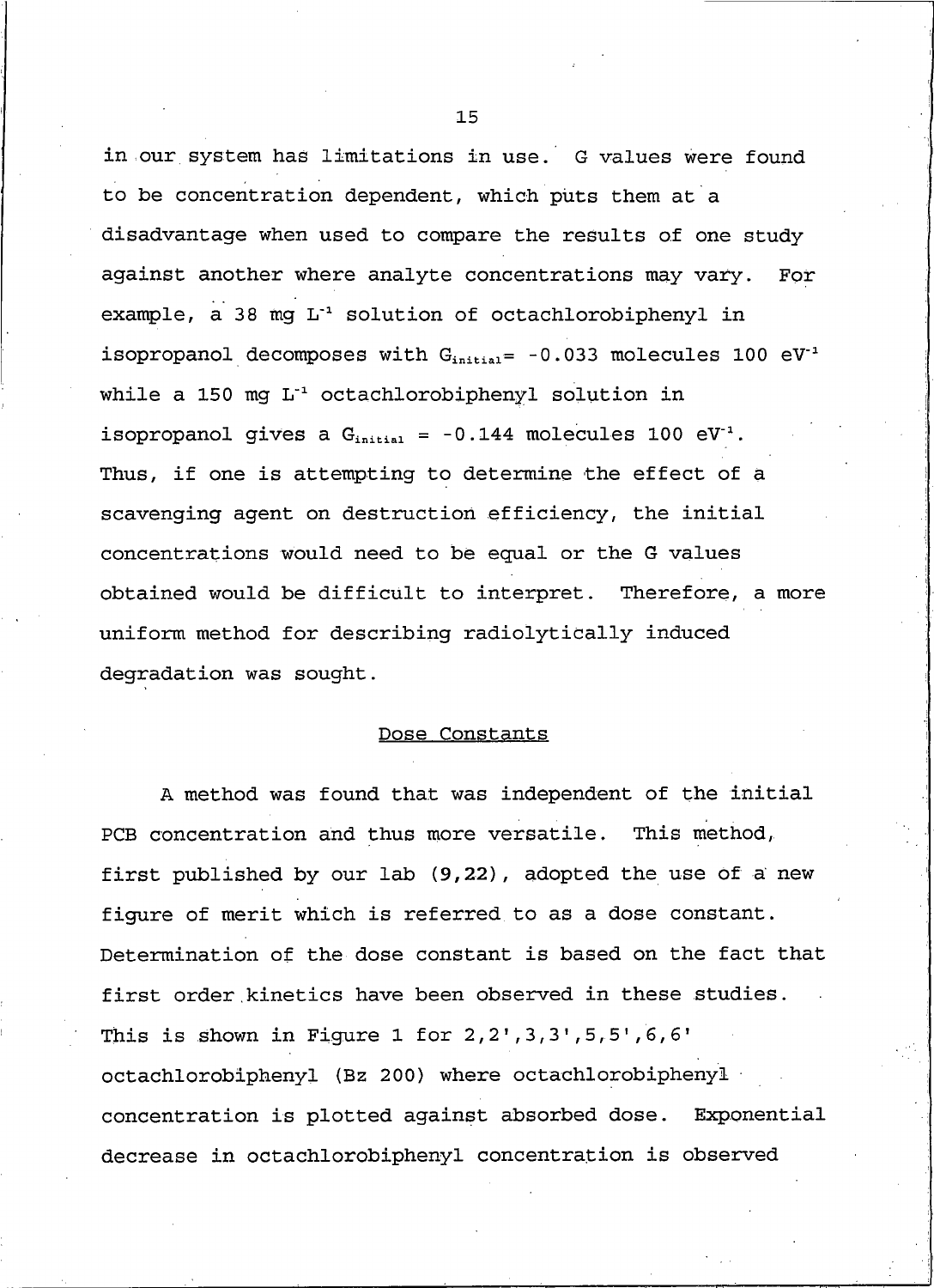in our system has limitations in use. G values were found to be concentration dependent, which puts them at a disadvantage when used to compare the results of one study against another where analyte concentrations may vary. For example, a 38 mg $L^{-1}$ solution of octachlorobiphenyl in isopropanol decomposes with $G_{initial}$= -0.033 molecules 100 $eV^{-1}$ while a 150 mg $L^{-1}$ octachlorobiphenyl solution in isopropanol gives a $G_{initial}$ = -0.144 molecules 100 $eV^{-1}$. Thus, if one is attempting to determine the effect of a scavenging agent on destruction efficiency, the initial concentrations would need to be equal or the G values obtained would be difficult to interpret. Therefore, a more uniform method for describing radiolytically induced degradation was sought.

## Dose Constants

A method was found that was independent of the initial PCB concentration and thus more versatile. This method, first published by our lab (9,22), adopted the use of a new figure of merit which is referred to as a dose constant. Determination of the dose constant is based on the fact that first order kinetics have been observed in these studies. This is shown in Figure 1 for 2,2',3,3',5,5',6,6' octachlorobiphenyl (Bz 200) where octachlorobiphenyl concentration is plotted against absorbed dose. Exponential decrease in octachlorobiphenyl concentration is observed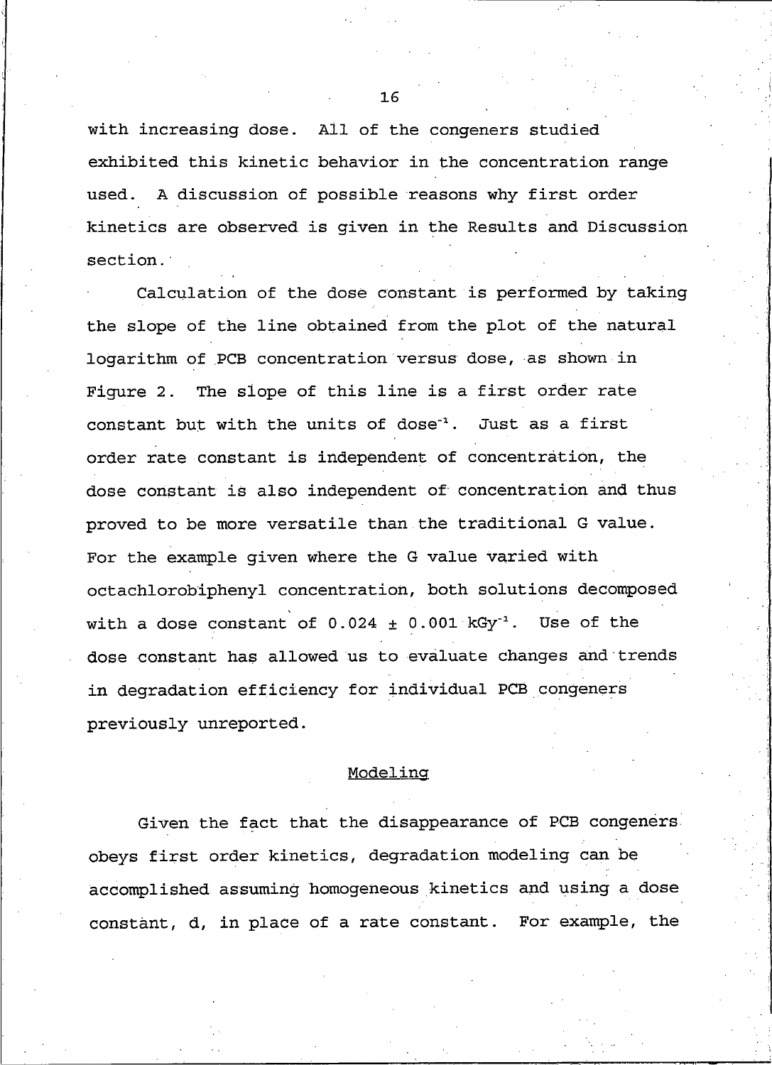with increasing dose. All of the congeners studied exhibited this kinetic behavior in the concentration range used. A discussion of possible reasons why first order kinetics are observed is given in the Results and Discussion section.

Calculation of the dose constant is performed by taking the slope of the line obtained from the plot of the natural logarithm of PCB concentration versus dose, as shown in Figure 2. The slope of this line is a first order rate constant but with the units of $dose^{-1}$. Just as a first order rate constant is independent of concentration, the dose constant is also independent of concentration and thus proved to be more versatile than the traditional G value. For the example given where the G value varied with octachlorobiphenyl concentration, both solutions decomposed with a dose constant of $0.024 \pm 0.001\ kGy^{-1}$. Use of the dose constant has allowed us to evaluate changes and trends in degradation efficiency for individual PCB congeners previously unreported.

## Modeling

Given the fact that the disappearance of PCB congeners obeys first order kinetics, degradation modeling can be accomplished assuming homogeneous kinetics and using a dose constant, d, in place of a rate constant. For example, the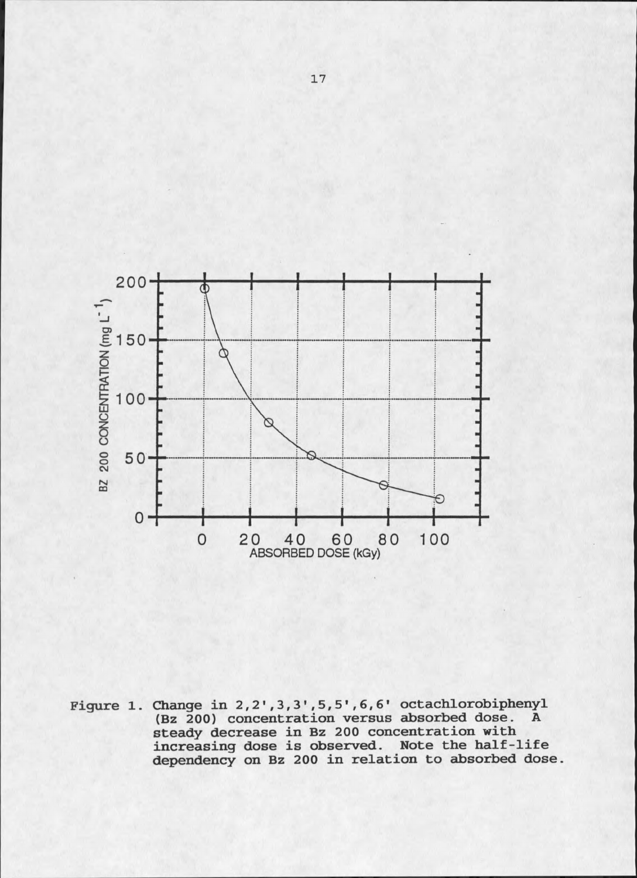Figure 1. Change in 2,2',3,3',5,5',6,6' octachlorobiphenyl (Bz 200) concentration versus absorbed dose. A steady decrease in Bz 200 concentration with increasing dose is observed. Note the half-life dependency on Bz 200 in relation to absorbed dose.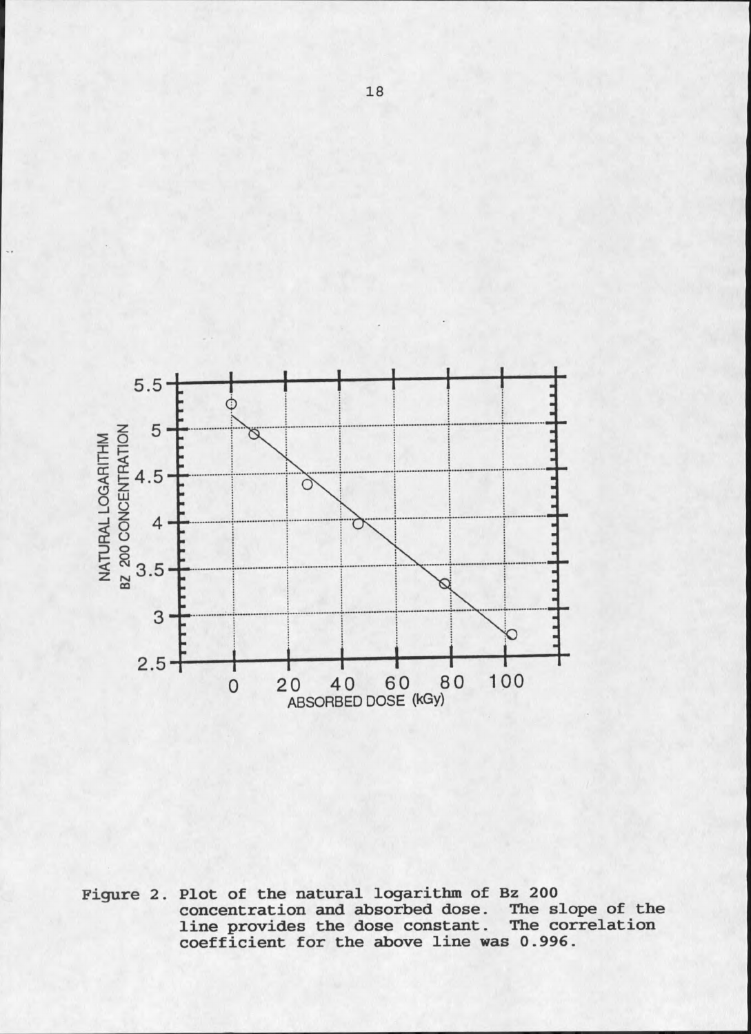Figure 2. Plot of the natural logarithm of Bz 200 concentration and absorbed dose. The slope of the line provides the dose constant. The correlation coefficient for the above line was 0.996.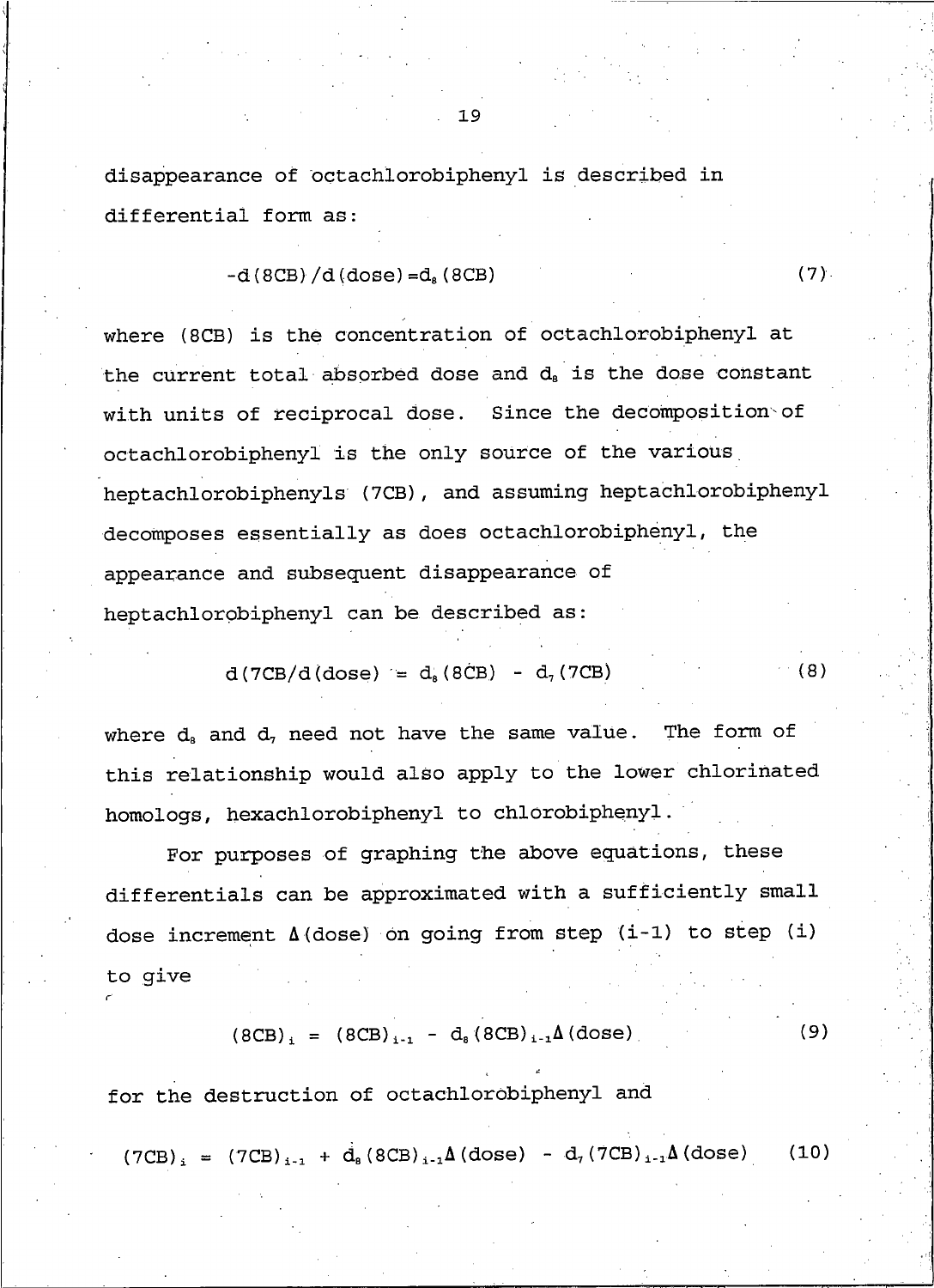disappearance of octachlorobiphenyl is described in differential form as:

$$-d(8CB)/d(\text{dose}) = d_8(8CB) \tag{7}$$

where (8CB) is the concentration of octachlorobiphenyl at the current total absorbed dose and $d_8$ is the dose constant with units of reciprocal dose. Since the decomposition of octachlorobiphenyl is the only source of the various heptachlorobiphenyls (7CB), and assuming heptachlorobiphenyl decomposes essentially as does octachlorobiphenyl, the appearance and subsequent disappearance of heptachlorobiphenyl can be described as:

$$d(7CB/d(\text{dose}) = d_8(8CB) - d_7(7CB) \tag{8}$$

where $d_8$ and $d_7$ need not have the same value. The form of this relationship would also apply to the lower chlorinated homologs, hexachlorobiphenyl to chlorobiphenyl.

For purposes of graphing the above equations, these differentials can be approximated with a sufficiently small dose increment $\Delta(\text{dose})$ on going from step (i-1) to step (i) to give

$$(8CB)_i = (8CB)_{i-1} - d_8(8CB)_{i-1}\Delta(\text{dose}) \tag{9}$$

for the destruction of octachlorobiphenyl and

$$(7CB)_i = (7CB)_{i-1} + d_8(8CB)_{i-1}\Delta(\text{dose}) - d_7(7CB)_{i-1}\Delta(\text{dose}) \tag{10}$$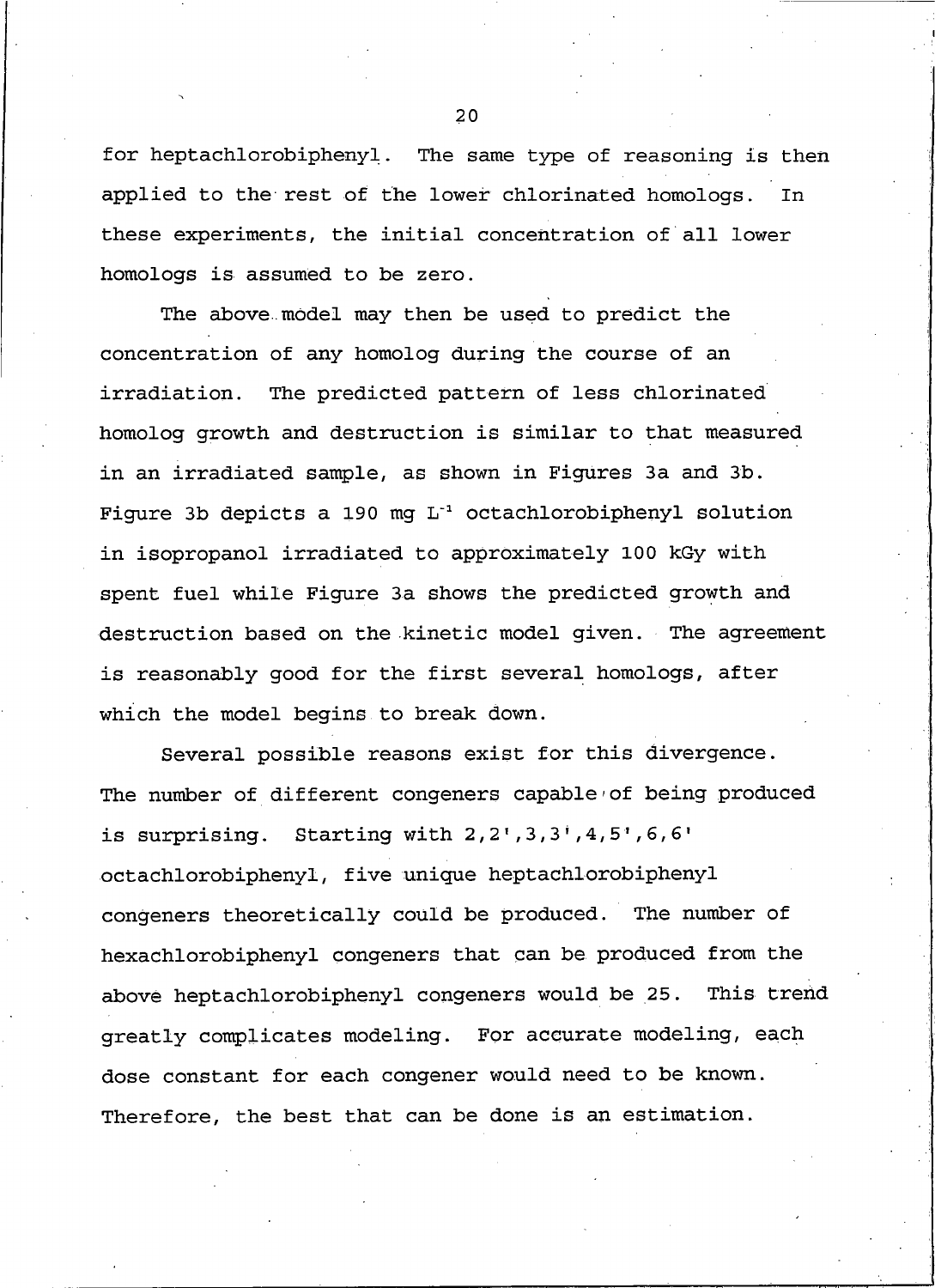for heptachlorobiphenyl. The same type of reasoning is then applied to the rest of the lower chlorinated homologs. In these experiments, the initial concentration of all lower homologs is assumed to be zero.

The above model may then be used to predict the concentration of any homolog during the course of an irradiation. The predicted pattern of less chlorinated homolog growth and destruction is similar to that measured in an irradiated sample, as shown in Figures 3a and 3b. Figure 3b depicts a 190 mg $L^{-1}$ octachlorobiphenyl solution in isopropanol irradiated to approximately 100 kGy with spent fuel while Figure 3a shows the predicted growth and destruction based on the kinetic model given. The agreement is reasonably good for the first several homologs, after which the model begins to break down.

Several possible reasons exist for this divergence. The number of different congeners capable of being produced is surprising. Starting with 2,2',3,3',4,5',6,6' octachlorobiphenyl, five unique heptachlorobiphenyl congeners theoretically could be produced. The number of hexachlorobiphenyl congeners that can be produced from the above heptachlorobiphenyl congeners would be 25. This trend greatly complicates modeling. For accurate modeling, each dose constant for each congener would need to be known. Therefore, the best that can be done is an estimation.